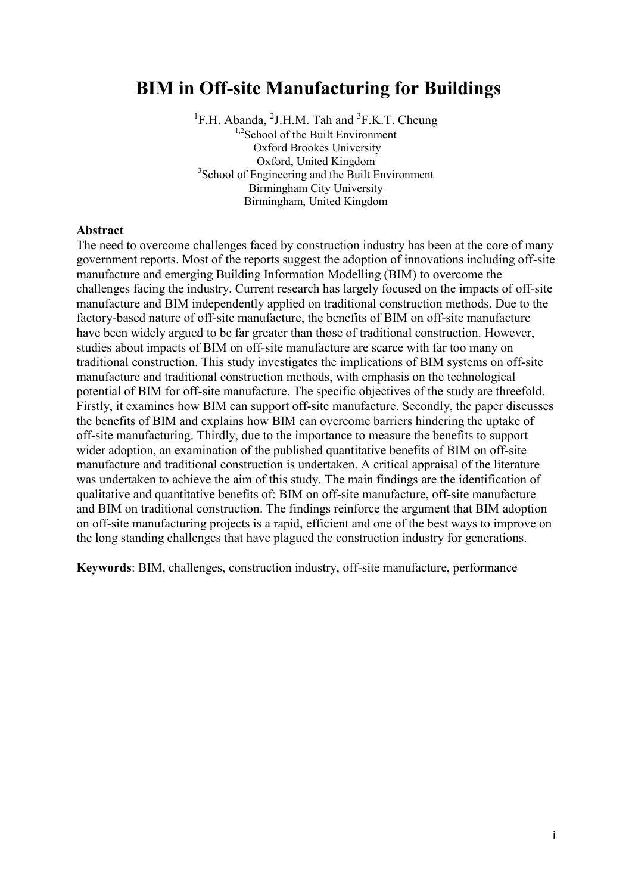# BIM in Off-site Manufacturing for Buildings

[1]F.H. Abanda, [2]J.H.M. Tah and [3]F.K.T. Cheung

[1,2]School of the Built Environment
Oxford Brookes University
Oxford, United Kingdom
[3]School of Engineering and the Built Environment
Birmingham City University
Birmingham, United Kingdom

**Abstract**

The need to overcome challenges faced by construction industry has been at the core of many government reports. Most of the reports suggest the adoption of innovations including off-site manufacture and emerging Building Information Modelling (BIM) to overcome the challenges facing the industry. Current research has largely focused on the impacts of off-site manufacture and BIM independently applied on traditional construction methods. Due to the factory-based nature of off-site manufacture, the benefits of BIM on off-site manufacture have been widely argued to be far greater than those of traditional construction. However, studies about impacts of BIM on off-site manufacture are scarce with far too many on traditional construction. This study investigates the implications of BIM systems on off-site manufacture and traditional construction methods, with emphasis on the technological potential of BIM for off-site manufacture. The specific objectives of the study are threefold. Firstly, it examines how BIM can support off-site manufacture. Secondly, the paper discusses the benefits of BIM and explains how BIM can overcome barriers hindering the uptake of off-site manufacturing. Thirdly, due to the importance to measure the benefits to support wider adoption, an examination of the published quantitative benefits of BIM on off-site manufacture and traditional construction is undertaken. A critical appraisal of the literature was undertaken to achieve the aim of this study. The main findings are the identification of qualitative and quantitative benefits of: BIM on off-site manufacture, off-site manufacture and BIM on traditional construction. The findings reinforce the argument that BIM adoption on off-site manufacturing projects is a rapid, efficient and one of the best ways to improve on the long standing challenges that have plagued the construction industry for generations.

**Keywords**: BIM, challenges, construction industry, off-site manufacture, performance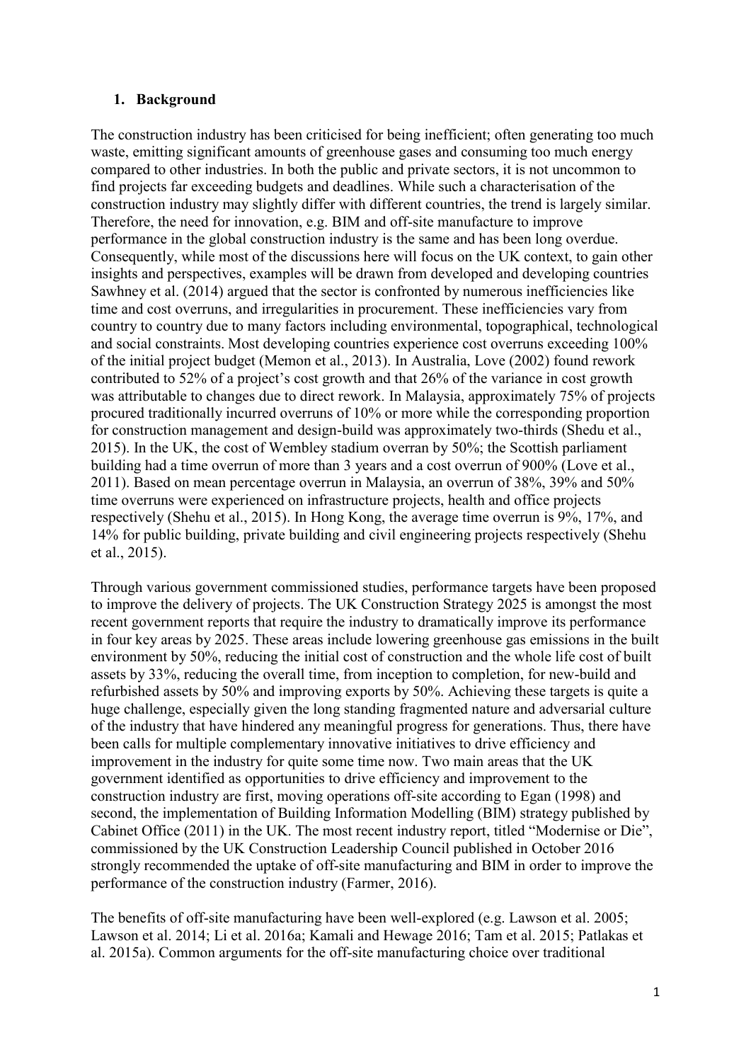## 1. Background

The construction industry has been criticised for being inefficient; often generating too much waste, emitting significant amounts of greenhouse gases and consuming too much energy compared to other industries. In both the public and private sectors, it is not uncommon to find projects far exceeding budgets and deadlines. While such a characterisation of the construction industry may slightly differ with different countries, the trend is largely similar. Therefore, the need for innovation, e.g. BIM and off-site manufacture to improve performance in the global construction industry is the same and has been long overdue. Consequently, while most of the discussions here will focus on the UK context, to gain other insights and perspectives, examples will be drawn from developed and developing countries Sawhney et al. (2014) argued that the sector is confronted by numerous inefficiencies like time and cost overruns, and irregularities in procurement. These inefficiencies vary from country to country due to many factors including environmental, topographical, technological and social constraints. Most developing countries experience cost overruns exceeding 100% of the initial project budget (Memon et al., 2013). In Australia, Love (2002) found rework contributed to 52% of a project's cost growth and that 26% of the variance in cost growth was attributable to changes due to direct rework. In Malaysia, approximately 75% of projects procured traditionally incurred overruns of 10% or more while the corresponding proportion for construction management and design-build was approximately two-thirds (Shedu et al., 2015). In the UK, the cost of Wembley stadium overran by 50%; the Scottish parliament building had a time overrun of more than 3 years and a cost overrun of 900% (Love et al., 2011). Based on mean percentage overrun in Malaysia, an overrun of 38%, 39% and 50% time overruns were experienced on infrastructure projects, health and office projects respectively (Shehu et al., 2015). In Hong Kong, the average time overrun is 9%, 17%, and 14% for public building, private building and civil engineering projects respectively (Shehu et al., 2015).

Through various government commissioned studies, performance targets have been proposed to improve the delivery of projects. The UK Construction Strategy 2025 is amongst the most recent government reports that require the industry to dramatically improve its performance in four key areas by 2025. These areas include lowering greenhouse gas emissions in the built environment by 50%, reducing the initial cost of construction and the whole life cost of built assets by 33%, reducing the overall time, from inception to completion, for new-build and refurbished assets by 50% and improving exports by 50%. Achieving these targets is quite a huge challenge, especially given the long standing fragmented nature and adversarial culture of the industry that have hindered any meaningful progress for generations. Thus, there have been calls for multiple complementary innovative initiatives to drive efficiency and improvement in the industry for quite some time now. Two main areas that the UK government identified as opportunities to drive efficiency and improvement to the construction industry are first, moving operations off-site according to Egan (1998) and second, the implementation of Building Information Modelling (BIM) strategy published by Cabinet Office (2011) in the UK. The most recent industry report, titled "Modernise or Die", commissioned by the UK Construction Leadership Council published in October 2016 strongly recommended the uptake of off-site manufacturing and BIM in order to improve the performance of the construction industry (Farmer, 2016).

The benefits of off-site manufacturing have been well-explored (e.g. Lawson et al. 2005; Lawson et al. 2014; Li et al. 2016a; Kamali and Hewage 2016; Tam et al. 2015; Patlakas et al. 2015a). Common arguments for the off-site manufacturing choice over traditional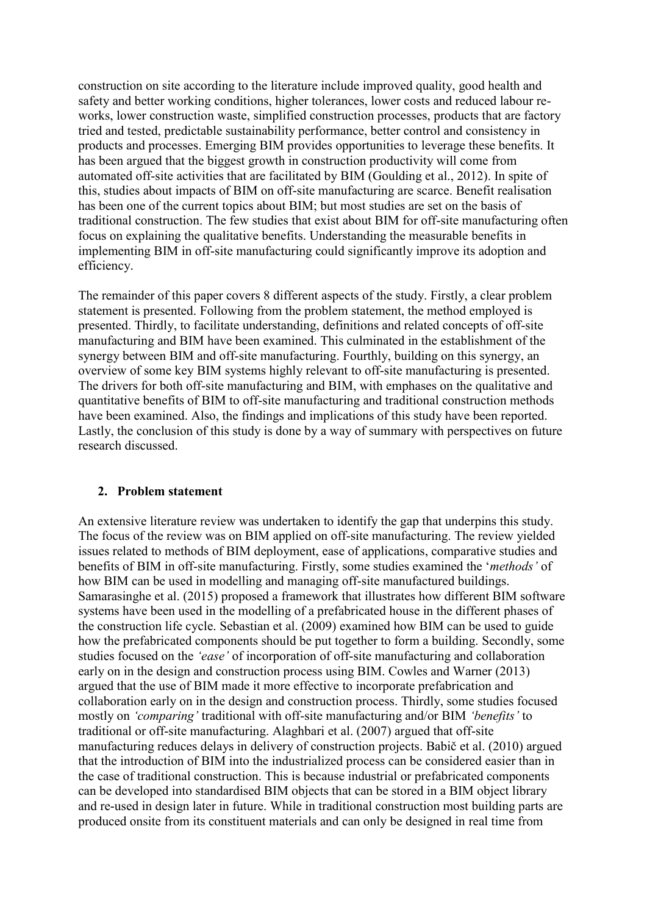construction on site according to the literature include improved quality, good health and safety and better working conditions, higher tolerances, lower costs and reduced labour re-works, lower construction waste, simplified construction processes, products that are factory tried and tested, predictable sustainability performance, better control and consistency in products and processes. Emerging BIM provides opportunities to leverage these benefits. It has been argued that the biggest growth in construction productivity will come from automated off-site activities that are facilitated by BIM (Goulding et al., 2012). In spite of this, studies about impacts of BIM on off-site manufacturing are scarce. Benefit realisation has been one of the current topics about BIM; but most studies are set on the basis of traditional construction. The few studies that exist about BIM for off-site manufacturing often focus on explaining the qualitative benefits. Understanding the measurable benefits in implementing BIM in off-site manufacturing could significantly improve its adoption and efficiency.

The remainder of this paper covers 8 different aspects of the study. Firstly, a clear problem statement is presented. Following from the problem statement, the method employed is presented. Thirdly, to facilitate understanding, definitions and related concepts of off-site manufacturing and BIM have been examined. This culminated in the establishment of the synergy between BIM and off-site manufacturing. Fourthly, building on this synergy, an overview of some key BIM systems highly relevant to off-site manufacturing is presented. The drivers for both off-site manufacturing and BIM, with emphases on the qualitative and quantitative benefits of BIM to off-site manufacturing and traditional construction methods have been examined. Also, the findings and implications of this study have been reported. Lastly, the conclusion of this study is done by a way of summary with perspectives on future research discussed.

## 2. Problem statement

An extensive literature review was undertaken to identify the gap that underpins this study. The focus of the review was on BIM applied on off-site manufacturing. The review yielded issues related to methods of BIM deployment, ease of applications, comparative studies and benefits of BIM in off-site manufacturing. Firstly, some studies examined the '*methods'* of how BIM can be used in modelling and managing off-site manufactured buildings. Samarasinghe et al. (2015) proposed a framework that illustrates how different BIM software systems have been used in the modelling of a prefabricated house in the different phases of the construction life cycle. Sebastian et al. (2009) examined how BIM can be used to guide how the prefabricated components should be put together to form a building. Secondly, some studies focused on the *'ease'* of incorporation of off-site manufacturing and collaboration early on in the design and construction process using BIM. Cowles and Warner (2013) argued that the use of BIM made it more effective to incorporate prefabrication and collaboration early on in the design and construction process. Thirdly, some studies focused mostly on *'comparing'* traditional with off-site manufacturing and/or BIM *'benefits'* to traditional or off-site manufacturing. Alaghbari et al. (2007) argued that off-site manufacturing reduces delays in delivery of construction projects. Babič et al. (2010) argued that the introduction of BIM into the industrialized process can be considered easier than in the case of traditional construction. This is because industrial or prefabricated components can be developed into standardised BIM objects that can be stored in a BIM object library and re-used in design later in future. While in traditional construction most building parts are produced onsite from its constituent materials and can only be designed in real time from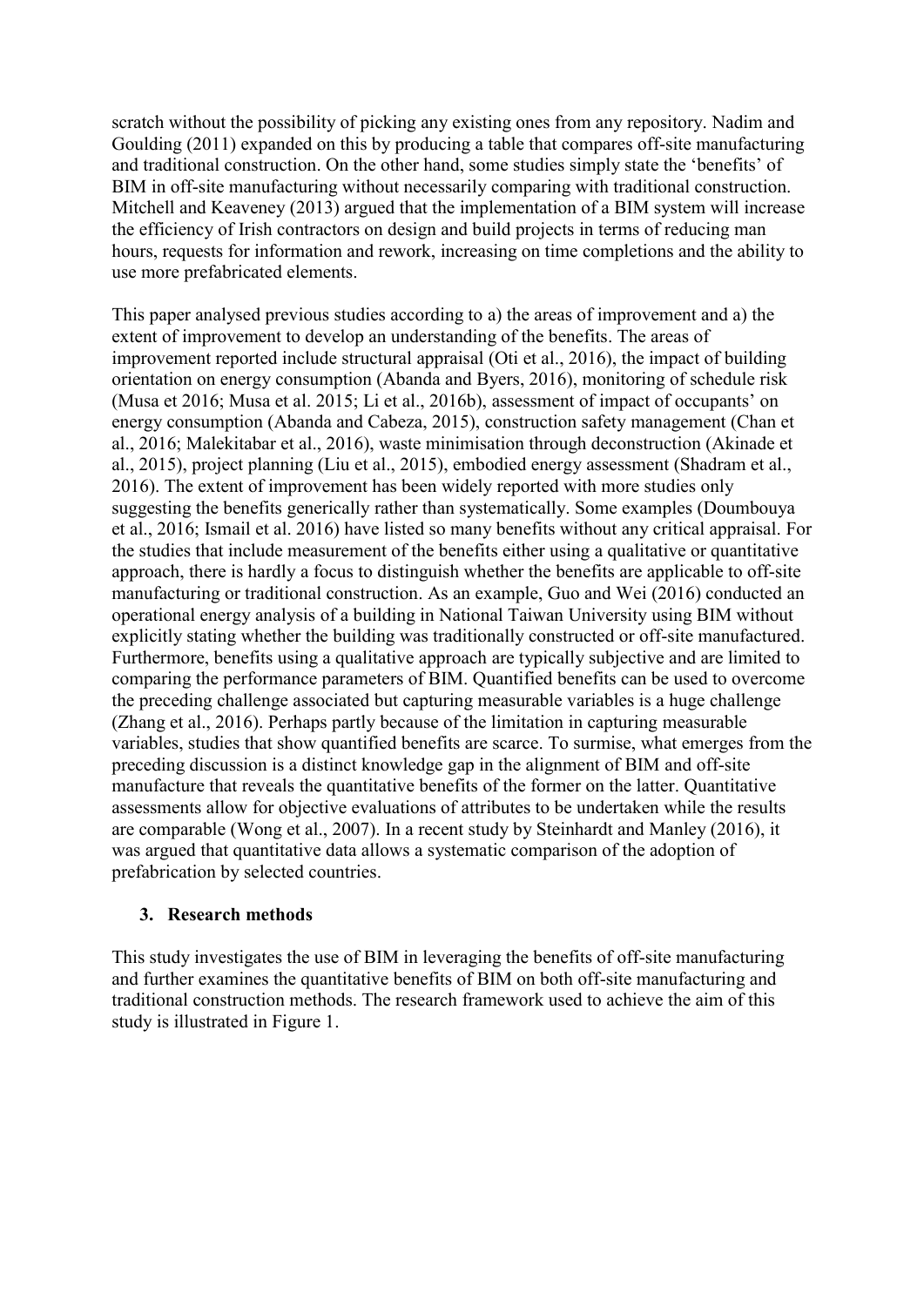scratch without the possibility of picking any existing ones from any repository. Nadim and Goulding (2011) expanded on this by producing a table that compares off-site manufacturing and traditional construction. On the other hand, some studies simply state the 'benefits' of BIM in off-site manufacturing without necessarily comparing with traditional construction. Mitchell and Keaveney (2013) argued that the implementation of a BIM system will increase the efficiency of Irish contractors on design and build projects in terms of reducing man hours, requests for information and rework, increasing on time completions and the ability to use more prefabricated elements.

This paper analysed previous studies according to a) the areas of improvement and a) the extent of improvement to develop an understanding of the benefits. The areas of improvement reported include structural appraisal (Oti et al., 2016), the impact of building orientation on energy consumption (Abanda and Byers, 2016), monitoring of schedule risk (Musa et 2016; Musa et al. 2015; Li et al., 2016b), assessment of impact of occupants' on energy consumption (Abanda and Cabeza, 2015), construction safety management (Chan et al., 2016; Malekitabar et al., 2016), waste minimisation through deconstruction (Akinade et al., 2015), project planning (Liu et al., 2015), embodied energy assessment (Shadram et al., 2016). The extent of improvement has been widely reported with more studies only suggesting the benefits generically rather than systematically. Some examples (Doumbouya et al., 2016; Ismail et al. 2016) have listed so many benefits without any critical appraisal. For the studies that include measurement of the benefits either using a qualitative or quantitative approach, there is hardly a focus to distinguish whether the benefits are applicable to off-site manufacturing or traditional construction. As an example, Guo and Wei (2016) conducted an operational energy analysis of a building in National Taiwan University using BIM without explicitly stating whether the building was traditionally constructed or off-site manufactured. Furthermore, benefits using a qualitative approach are typically subjective and are limited to comparing the performance parameters of BIM. Quantified benefits can be used to overcome the preceding challenge associated but capturing measurable variables is a huge challenge (Zhang et al., 2016). Perhaps partly because of the limitation in capturing measurable variables, studies that show quantified benefits are scarce. To surmise, what emerges from the preceding discussion is a distinct knowledge gap in the alignment of BIM and off-site manufacture that reveals the quantitative benefits of the former on the latter. Quantitative assessments allow for objective evaluations of attributes to be undertaken while the results are comparable (Wong et al., 2007). In a recent study by Steinhardt and Manley (2016), it was argued that quantitative data allows a systematic comparison of the adoption of prefabrication by selected countries.

## 3. Research methods

This study investigates the use of BIM in leveraging the benefits of off-site manufacturing and further examines the quantitative benefits of BIM on both off-site manufacturing and traditional construction methods. The research framework used to achieve the aim of this study is illustrated in Figure 1.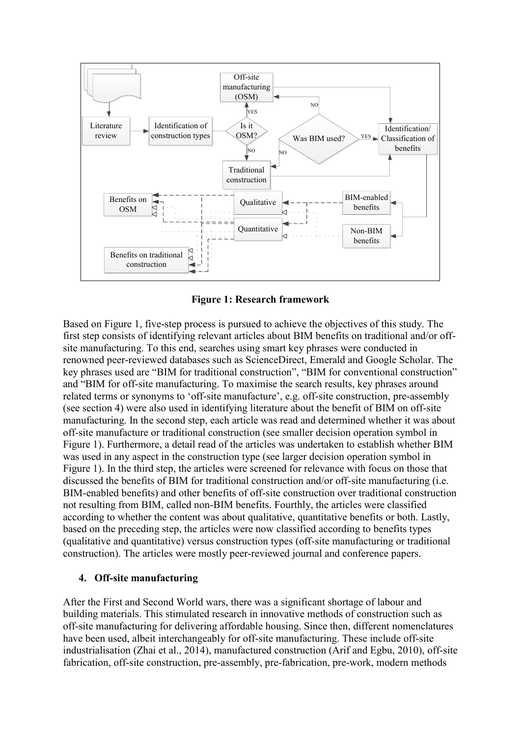**Figure 1: Research framework**

Based on Figure 1, five-step process is pursued to achieve the objectives of this study. The first step consists of identifying relevant articles about BIM benefits on traditional and/or off-site manufacturing. To this end, searches using smart key phrases were conducted in renowned peer-reviewed databases such as ScienceDirect, Emerald and Google Scholar. The key phrases used are "BIM for traditional construction", "BIM for conventional construction" and "BIM for off-site manufacturing. To maximise the search results, key phrases around related terms or synonyms to 'off-site manufacture', e.g. off-site construction, pre-assembly (see section 4) were also used in identifying literature about the benefit of BIM on off-site manufacturing. In the second step, each article was read and determined whether it was about off-site manufacture or traditional construction (see smaller decision operation symbol in Figure 1). Furthermore, a detail read of the articles was undertaken to establish whether BIM was used in any aspect in the construction type (see larger decision operation symbol in Figure 1). In the third step, the articles were screened for relevance with focus on those that discussed the benefits of BIM for traditional construction and/or off-site manufacturing (i.e. BIM-enabled benefits) and other benefits of off-site construction over traditional construction not resulting from BIM, called non-BIM benefits. Fourthly, the articles were classified according to whether the content was about qualitative, quantitative benefits or both. Lastly, based on the preceding step, the articles were now classified according to benefits types (qualitative and quantitative) versus construction types (off-site manufacturing or traditional construction). The articles were mostly peer-reviewed journal and conference papers.

## 4. Off-site manufacturing

After the First and Second World wars, there was a significant shortage of labour and building materials. This stimulated research in innovative methods of construction such as off-site manufacturing for delivering affordable housing. Since then, different nomenclatures have been used, albeit interchangeably for off-site manufacturing. These include off-site industrialisation (Zhai et al., 2014), manufactured construction (Arif and Egbu, 2010), off-site fabrication, off-site construction, pre-assembly, pre-fabrication, pre-work, modern methods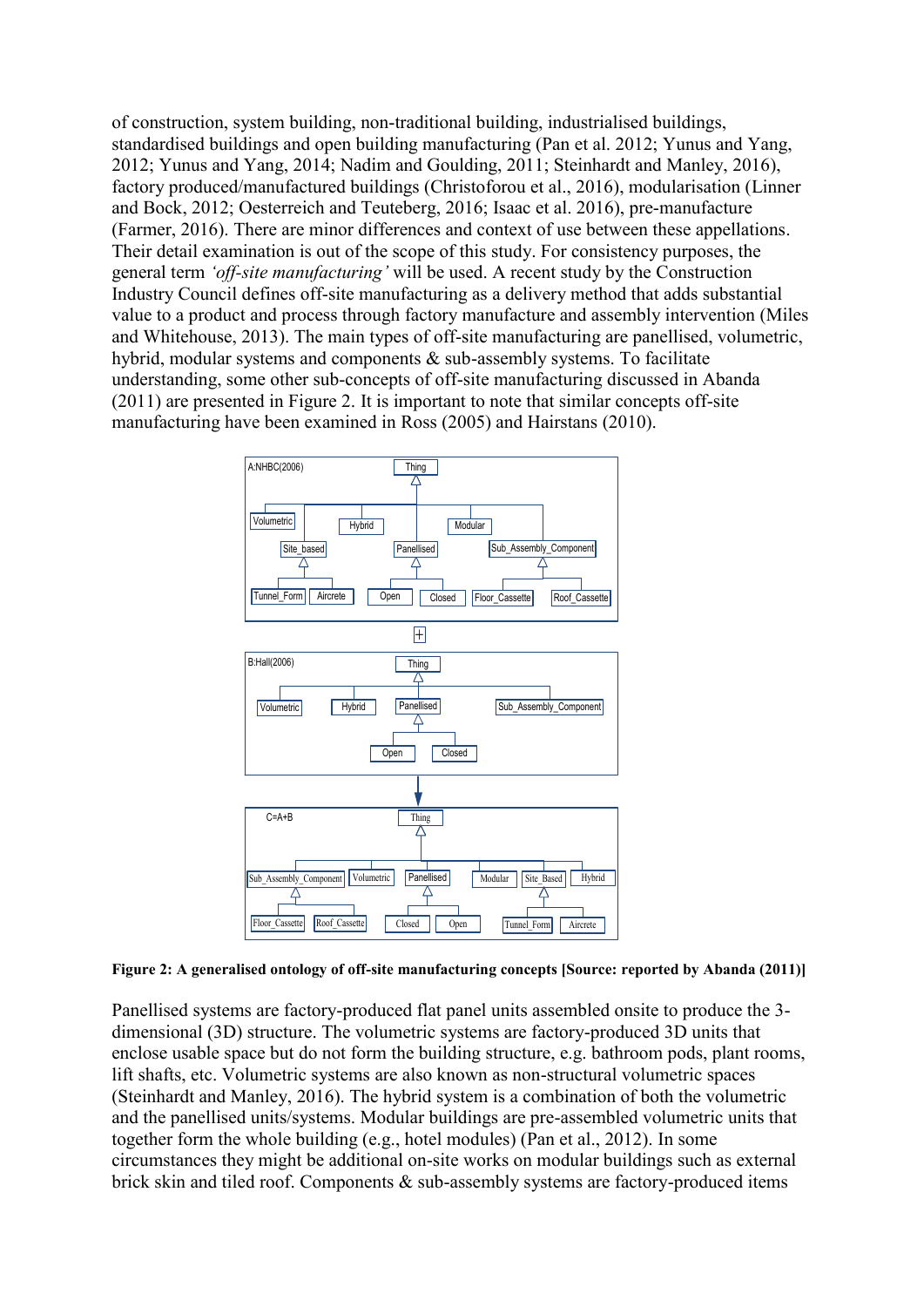of construction, system building, non-traditional building, industrialised buildings, standardised buildings and open building manufacturing (Pan et al. 2012; Yunus and Yang, 2012; Yunus and Yang, 2014; Nadim and Goulding, 2011; Steinhardt and Manley, 2016), factory produced/manufactured buildings (Christoforou et al., 2016), modularisation (Linner and Bock, 2012; Oesterreich and Teuteberg, 2016; Isaac et al. 2016), pre-manufacture (Farmer, 2016). There are minor differences and context of use between these appellations. Their detail examination is out of the scope of this study. For consistency purposes, the general term *'off-site manufacturing'* will be used. A recent study by the Construction Industry Council defines off-site manufacturing as a delivery method that adds substantial value to a product and process through factory manufacture and assembly intervention (Miles and Whitehouse, 2013). The main types of off-site manufacturing are panellised, volumetric, hybrid, modular systems and components & sub-assembly systems. To facilitate understanding, some other sub-concepts of off-site manufacturing discussed in Abanda (2011) are presented in Figure 2. It is important to note that similar concepts off-site manufacturing have been examined in Ross (2005) and Hairstans (2010).

**Figure 2: A generalised ontology of off-site manufacturing concepts [Source: reported by Abanda (2011)]**

Panellised systems are factory-produced flat panel units assembled onsite to produce the 3-dimensional (3D) structure. The volumetric systems are factory-produced 3D units that enclose usable space but do not form the building structure, e.g. bathroom pods, plant rooms, lift shafts, etc. Volumetric systems are also known as non-structural volumetric spaces (Steinhardt and Manley, 2016). The hybrid system is a combination of both the volumetric and the panellised units/systems. Modular buildings are pre-assembled volumetric units that together form the whole building (e.g., hotel modules) (Pan et al., 2012). In some circumstances they might be additional on-site works on modular buildings such as external brick skin and tiled roof. Components & sub-assembly systems are factory-produced items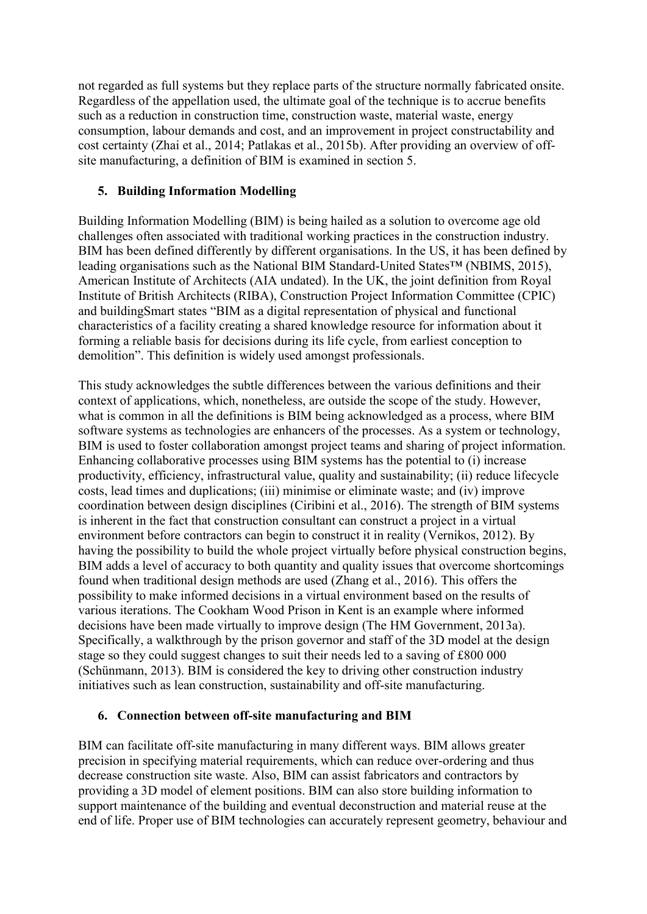not regarded as full systems but they replace parts of the structure normally fabricated onsite. Regardless of the appellation used, the ultimate goal of the technique is to accrue benefits such as a reduction in construction time, construction waste, material waste, energy consumption, labour demands and cost, and an improvement in project constructability and cost certainty (Zhai et al., 2014; Patlakas et al., 2015b). After providing an overview of off-site manufacturing, a definition of BIM is examined in section 5.

## 5. Building Information Modelling

Building Information Modelling (BIM) is being hailed as a solution to overcome age old challenges often associated with traditional working practices in the construction industry. BIM has been defined differently by different organisations. In the US, it has been defined by leading organisations such as the National BIM Standard-United States™ (NBIMS, 2015), American Institute of Architects (AIA undated). In the UK, the joint definition from Royal Institute of British Architects (RIBA), Construction Project Information Committee (CPIC) and buildingSmart states "BIM as a digital representation of physical and functional characteristics of a facility creating a shared knowledge resource for information about it forming a reliable basis for decisions during its life cycle, from earliest conception to demolition". This definition is widely used amongst professionals.

This study acknowledges the subtle differences between the various definitions and their context of applications, which, nonetheless, are outside the scope of the study. However, what is common in all the definitions is BIM being acknowledged as a process, where BIM software systems as technologies are enhancers of the processes. As a system or technology, BIM is used to foster collaboration amongst project teams and sharing of project information. Enhancing collaborative processes using BIM systems has the potential to (i) increase productivity, efficiency, infrastructural value, quality and sustainability; (ii) reduce lifecycle costs, lead times and duplications; (iii) minimise or eliminate waste; and (iv) improve coordination between design disciplines (Ciribini et al., 2016). The strength of BIM systems is inherent in the fact that construction consultant can construct a project in a virtual environment before contractors can begin to construct it in reality (Vernikos, 2012). By having the possibility to build the whole project virtually before physical construction begins, BIM adds a level of accuracy to both quantity and quality issues that overcome shortcomings found when traditional design methods are used (Zhang et al., 2016). This offers the possibility to make informed decisions in a virtual environment based on the results of various iterations. The Cookham Wood Prison in Kent is an example where informed decisions have been made virtually to improve design (The HM Government, 2013a). Specifically, a walkthrough by the prison governor and staff of the 3D model at the design stage so they could suggest changes to suit their needs led to a saving of £800 000 (Schünmann, 2013). BIM is considered the key to driving other construction industry initiatives such as lean construction, sustainability and off-site manufacturing.

## 6. Connection between off-site manufacturing and BIM

BIM can facilitate off-site manufacturing in many different ways. BIM allows greater precision in specifying material requirements, which can reduce over-ordering and thus decrease construction site waste. Also, BIM can assist fabricators and contractors by providing a 3D model of element positions. BIM can also store building information to support maintenance of the building and eventual deconstruction and material reuse at the end of life. Proper use of BIM technologies can accurately represent geometry, behaviour and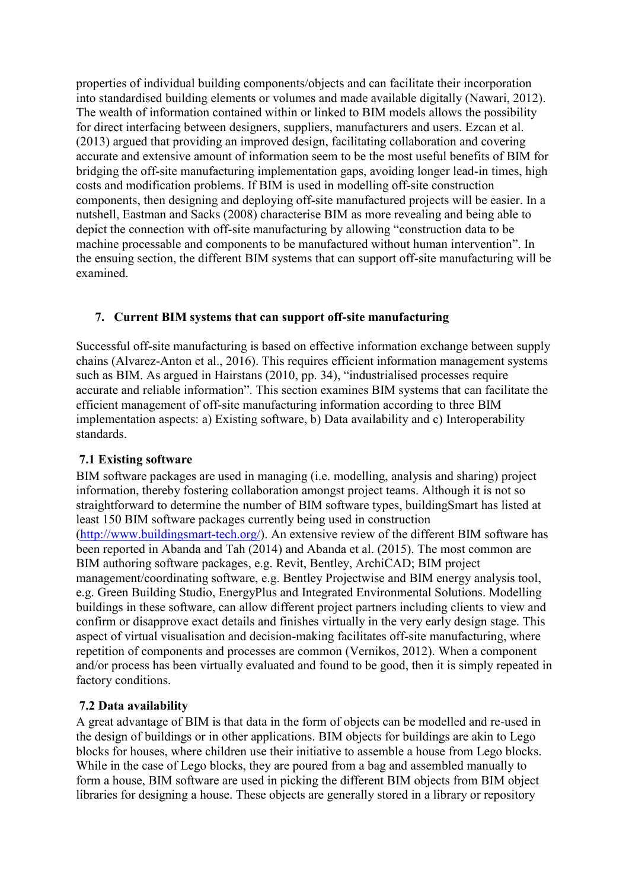properties of individual building components/objects and can facilitate their incorporation into standardised building elements or volumes and made available digitally (Nawari, 2012). The wealth of information contained within or linked to BIM models allows the possibility for direct interfacing between designers, suppliers, manufacturers and users. Ezcan et al. (2013) argued that providing an improved design, facilitating collaboration and covering accurate and extensive amount of information seem to be the most useful benefits of BIM for bridging the off-site manufacturing implementation gaps, avoiding longer lead-in times, high costs and modification problems. If BIM is used in modelling off-site construction components, then designing and deploying off-site manufactured projects will be easier. In a nutshell, Eastman and Sacks (2008) characterise BIM as more revealing and being able to depict the connection with off-site manufacturing by allowing "construction data to be machine processable and components to be manufactured without human intervention". In the ensuing section, the different BIM systems that can support off-site manufacturing will be examined.

## 7. Current BIM systems that can support off-site manufacturing

Successful off-site manufacturing is based on effective information exchange between supply chains (Alvarez-Anton et al., 2016). This requires efficient information management systems such as BIM. As argued in Hairstans (2010, pp. 34), "industrialised processes require accurate and reliable information". This section examines BIM systems that can facilitate the efficient management of off-site manufacturing information according to three BIM implementation aspects: a) Existing software, b) Data availability and c) Interoperability standards.

### 7.1 Existing software

BIM software packages are used in managing (i.e. modelling, analysis and sharing) project information, thereby fostering collaboration amongst project teams. Although it is not so straightforward to determine the number of BIM software types, buildingSmart has listed at least 150 BIM software packages currently being used in construction (http://www.buildingsmart-tech.org/). An extensive review of the different BIM software has been reported in Abanda and Tah (2014) and Abanda et al. (2015). The most common are BIM authoring software packages, e.g. Revit, Bentley, ArchiCAD; BIM project management/coordinating software, e.g. Bentley Projectwise and BIM energy analysis tool, e.g. Green Building Studio, EnergyPlus and Integrated Environmental Solutions. Modelling buildings in these software, can allow different project partners including clients to view and confirm or disapprove exact details and finishes virtually in the very early design stage. This aspect of virtual visualisation and decision-making facilitates off-site manufacturing, where repetition of components and processes are common (Vernikos, 2012). When a component and/or process has been virtually evaluated and found to be good, then it is simply repeated in factory conditions.

### 7.2 Data availability

A great advantage of BIM is that data in the form of objects can be modelled and re-used in the design of buildings or in other applications. BIM objects for buildings are akin to Lego blocks for houses, where children use their initiative to assemble a house from Lego blocks. While in the case of Lego blocks, they are poured from a bag and assembled manually to form a house, BIM software are used in picking the different BIM objects from BIM object libraries for designing a house. These objects are generally stored in a library or repository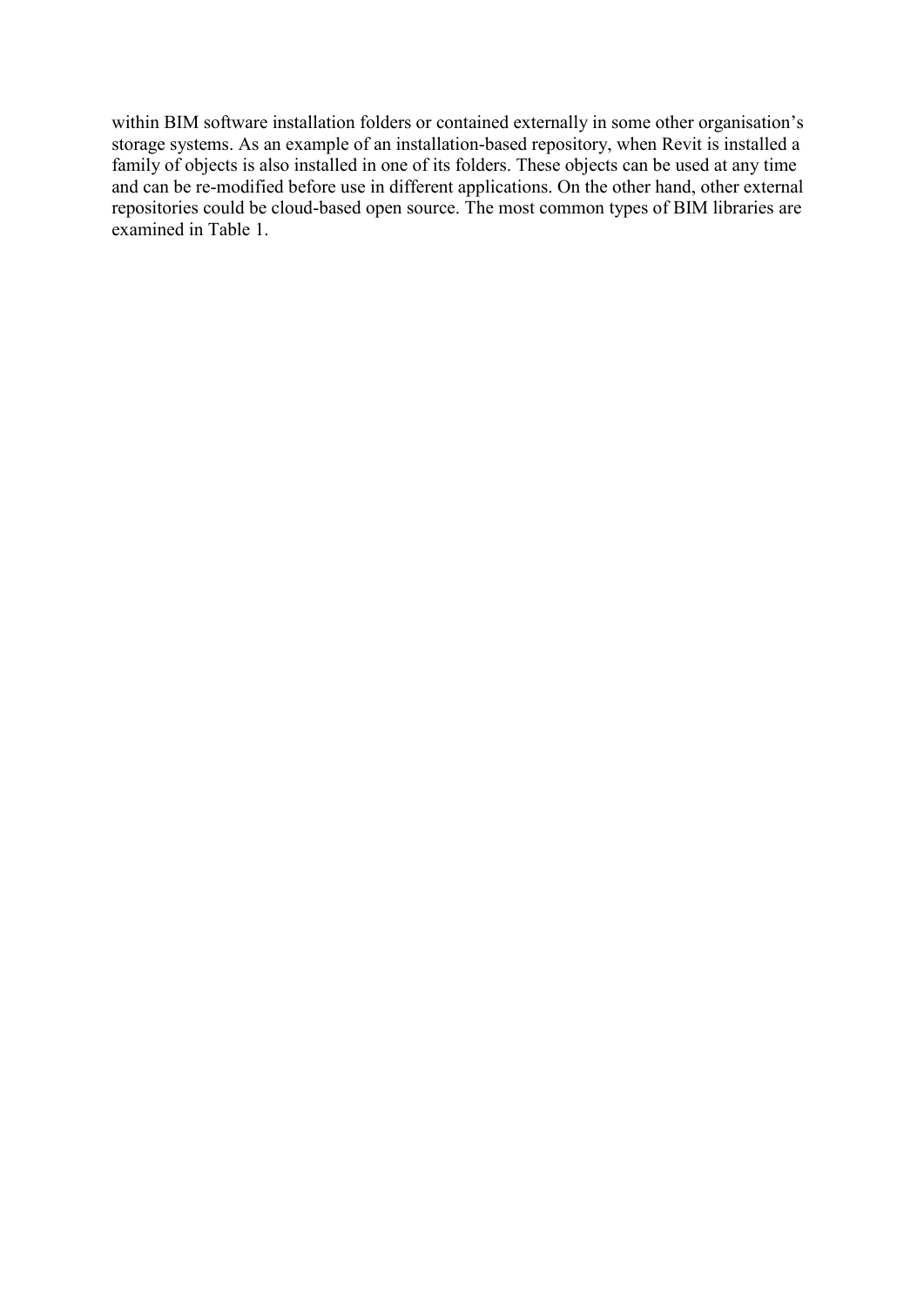within BIM software installation folders or contained externally in some other organisation's storage systems. As an example of an installation-based repository, when Revit is installed a family of objects is also installed in one of its folders. These objects can be used at any time and can be re-modified before use in different applications. On the other hand, other external repositories could be cloud-based open source. The most common types of BIM libraries are examined in Table 1.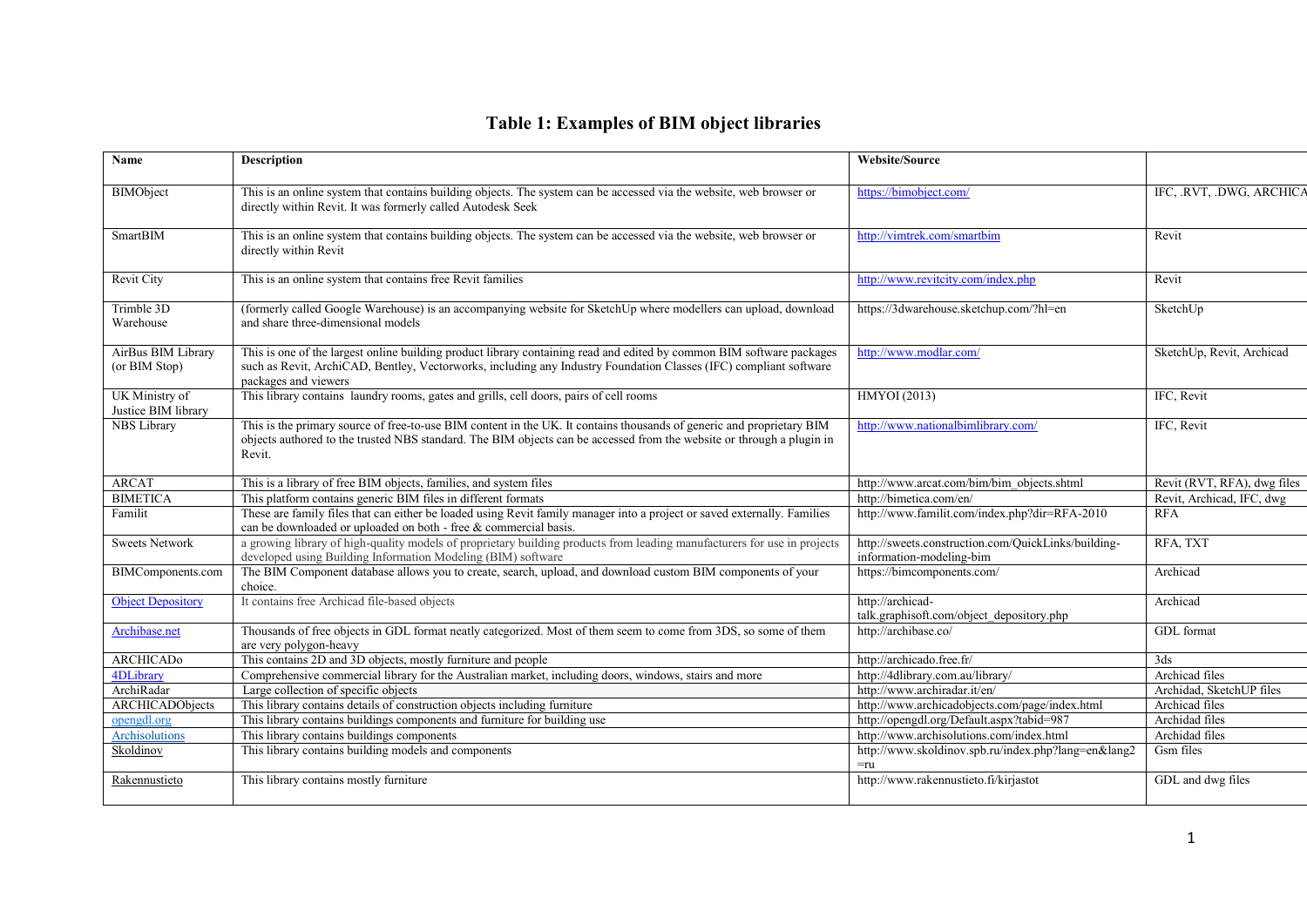# Table 1: Examples of BIM object libraries

| Name | Description | Website/Source | |
|---|---|---|---|
| BIMObject | This is an online system that contains building objects. The system can be accessed via the website, web browser or directly within Revit. It was formerly called Autodesk Seek | https://bimobject.com/ | IFC, .RVT, .DWG, ARCHICA |
| SmartBIM | This is an online system that contains building objects. The system can be accessed via the website, web browser or directly within Revit | http://vimtrek.com/smartbim | Revit |
| Revit City | This is an online system that contains free Revit families | http://www.revitcity.com/index.php | Revit |
| Trimble 3D Warehouse | (formerly called Google Warehouse) is an accompanying website for SketchUp where modellers can upload, download and share three-dimensional models | https://3dwarehouse.sketchup.com/?hl=en | SketchUp |
| AirBus BIM Library (or BIM Stop) | This is one of the largest online building product library containing read and edited by common BIM software packages such as Revit, ArchiCAD, Bentley, Vectorworks, including any Industry Foundation Classes (IFC) compliant software packages and viewers | http://www.modlar.com/ | SketchUp, Revit, Archicad |
| UK Ministry of Justice BIM library | This library contains laundry rooms, gates and grills, cell doors, pairs of cell rooms | HMYOI (2013) | IFC, Revit |
| NBS Library | This is the primary source of free-to-use BIM content in the UK. It contains thousands of generic and proprietary BIM objects authored to the trusted NBS standard. The BIM objects can be accessed from the website or through a plugin in Revit. | http://www.nationalbimlibrary.com/ | IFC, Revit |
| ARCAT | This is a library of free BIM objects, families, and system files | http://www.arcat.com/bim/bim_objects.shtml | Revit (RVT, RFA), dwg files |
| BIMETICA | This platform contains generic BIM files in different formats | http://bimetica.com/en/ | Revit, Archicad, IFC, dwg |
| Familit | These are family files that can either be loaded using Revit family manager into a project or saved externally. Families can be downloaded or uploaded on both - free & commercial basis. | http://www.familit.com/index.php?dir=RFA-2010 | RFA |
| Sweets Network | a growing library of high-quality models of proprietary building products from leading manufacturers for use in projects developed using Building Information Modeling (BIM) software | http://sweets.construction.com/QuickLinks/building-information-modeling-bim | RFA, TXT |
| BIMComponents.com | The BIM Component database allows you to create, search, upload, and download custom BIM components of your choice. | https://bimcomponents.com/ | Archicad |
| Object Depository | It contains free Archicad file-based objects | http://archicad-talk.graphisoft.com/object_depository.php | Archicad |
| Archibase.net | Thousands of free objects in GDL format neatly categorized. Most of them seem to come from 3DS, so some of them are very polygon-heavy | http://archibase.co/ | GDL format |
| ARCHICADo | This contains 2D and 3D objects, mostly furniture and people | http://archicado.free.fr/ | 3ds |
| 4DLibrary | Comprehensive commercial library for the Australian market, including doors, windows, stairs and more | http://4dlibrary.com.au/library/ | Archicad files |
| ArchiRadar | Large collection of specific objects | http://www.archiradar.it/en/ | Archidad, SketchUP files |
| ARCHICADObjects | This library contains details of construction objects including furniture | http://www.archicadobjects.com/page/index.html | Archicad files |
| opengdl.org | This library contains buildings components and furniture for building use | http://opengdl.org/Default.aspx?tabid=987 | Archidad files |
| Archisolutions | This library contains buildings components | http://www.archisolutions.com/index.html | Archidad files |
| Skoldinov | This library contains building models and components | http://www.skoldinov.spb.ru/index.php?lang=en&lang2=ru | Gsm files |
| Rakennustieto | This library contains mostly furniture | http://www.rakennustieto.fi/kirjastot | GDL and dwg files |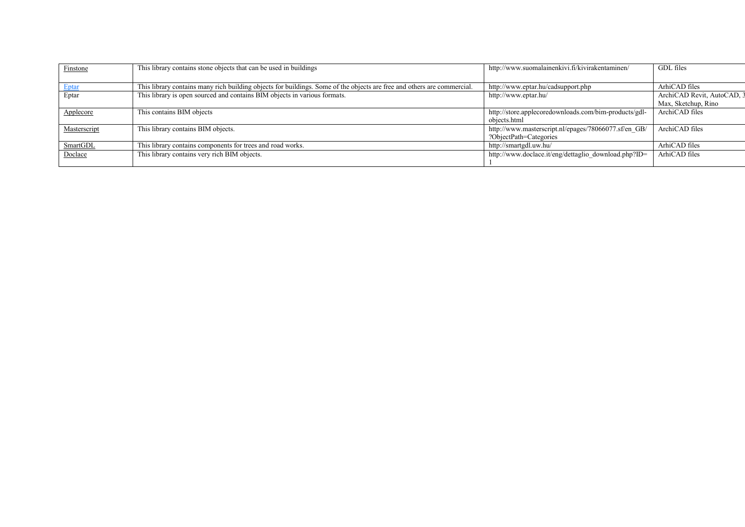| Finstone | This library contains stone objects that can be used in buildings | http://www.suomalainenkivi.fi/kivirakentaminen/ | GDL files |
|---|---|---|---|
| Eptar | This library contains many rich building objects for buildings. Some of the objects are free and others are commercial. | http://www.eptar.hu/cadsupport.php | ArhiCAD files |
| Eptar | This library is open sourced and contains BIM objects in various formats. | http://www.eptar.hu/ | ArchiCAD Revit, AutoCAD, 3 Max, Sketchup, Rino |
| Applecore | This contains BIM objects | http://store.applecoredownloads.com/bim-products/gdl-objects.html | ArchiCAD files |
| Masterscript | This library contains BIM objects. | http://www.masterscript.nl/epages/78066077.sf/en_GB/?ObjectPath=Categories | ArchiCAD files |
| SmartGDL | This library contains components for trees and road works. | http://smartgdl.uw.hu/ | ArhiCAD files |
| Doclace | This library contains very rich BIM objects. | http://www.doclace.it/eng/dettaglio_download.php?ID=1 | ArhiCAD files |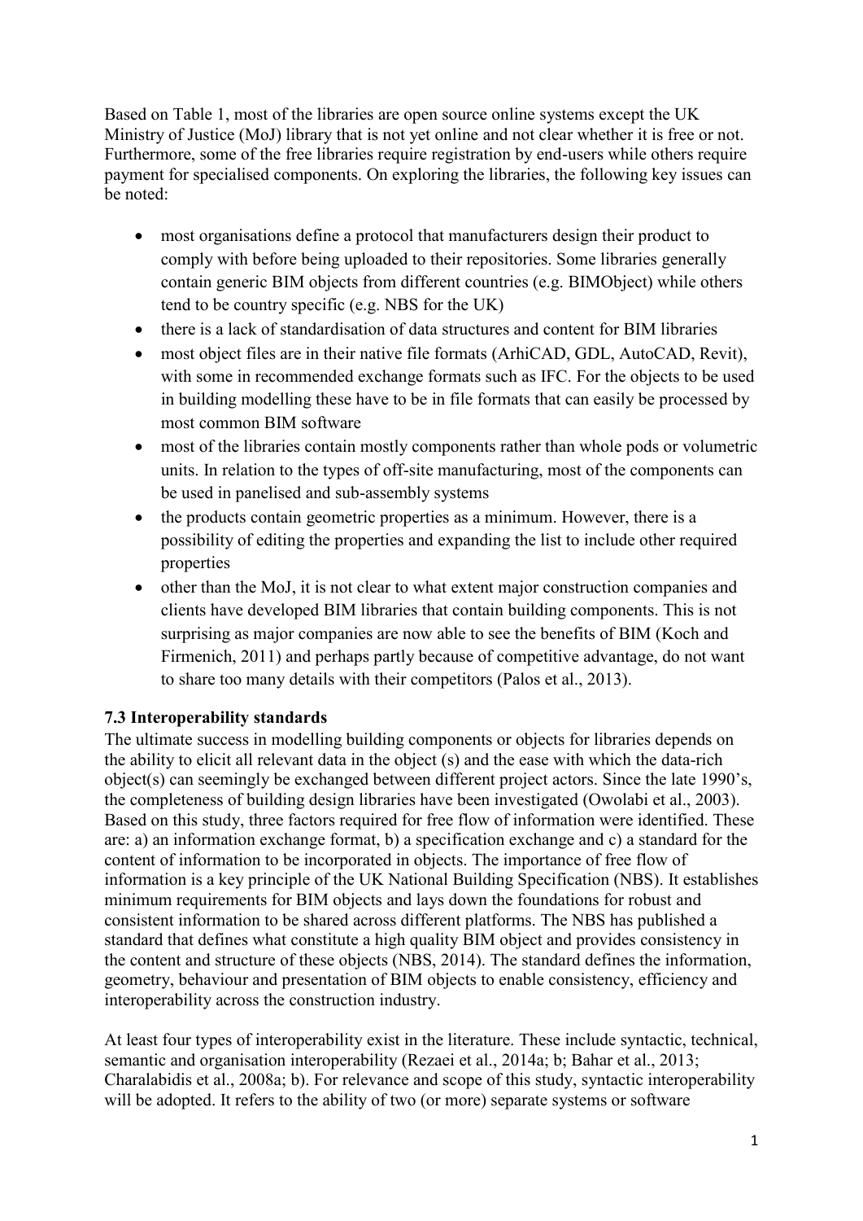Based on Table 1, most of the libraries are open source online systems except the UK Ministry of Justice (MoJ) library that is not yet online and not clear whether it is free or not. Furthermore, some of the free libraries require registration by end-users while others require payment for specialised components. On exploring the libraries, the following key issues can be noted:

- most organisations define a protocol that manufacturers design their product to comply with before being uploaded to their repositories. Some libraries generally contain generic BIM objects from different countries (e.g. BIMObject) while others tend to be country specific (e.g. NBS for the UK)
- there is a lack of standardisation of data structures and content for BIM libraries
- most object files are in their native file formats (ArhiCAD, GDL, AutoCAD, Revit), with some in recommended exchange formats such as IFC. For the objects to be used in building modelling these have to be in file formats that can easily be processed by most common BIM software
- most of the libraries contain mostly components rather than whole pods or volumetric units. In relation to the types of off-site manufacturing, most of the components can be used in panelised and sub-assembly systems
- the products contain geometric properties as a minimum. However, there is a possibility of editing the properties and expanding the list to include other required properties
- other than the MoJ, it is not clear to what extent major construction companies and clients have developed BIM libraries that contain building components. This is not surprising as major companies are now able to see the benefits of BIM (Koch and Firmenich, 2011) and perhaps partly because of competitive advantage, do not want to share too many details with their competitors (Palos et al., 2013).

### 7.3 Interoperability standards

The ultimate success in modelling building components or objects for libraries depends on the ability to elicit all relevant data in the object (s) and the ease with which the data-rich object(s) can seemingly be exchanged between different project actors. Since the late 1990's, the completeness of building design libraries have been investigated (Owolabi et al., 2003). Based on this study, three factors required for free flow of information were identified. These are: a) an information exchange format, b) a specification exchange and c) a standard for the content of information to be incorporated in objects. The importance of free flow of information is a key principle of the UK National Building Specification (NBS). It establishes minimum requirements for BIM objects and lays down the foundations for robust and consistent information to be shared across different platforms. The NBS has published a standard that defines what constitute a high quality BIM object and provides consistency in the content and structure of these objects (NBS, 2014). The standard defines the information, geometry, behaviour and presentation of BIM objects to enable consistency, efficiency and interoperability across the construction industry.

At least four types of interoperability exist in the literature. These include syntactic, technical, semantic and organisation interoperability (Rezaei et al., 2014a; b; Bahar et al., 2013; Charalabidis et al., 2008a; b). For relevance and scope of this study, syntactic interoperability will be adopted. It refers to the ability of two (or more) separate systems or software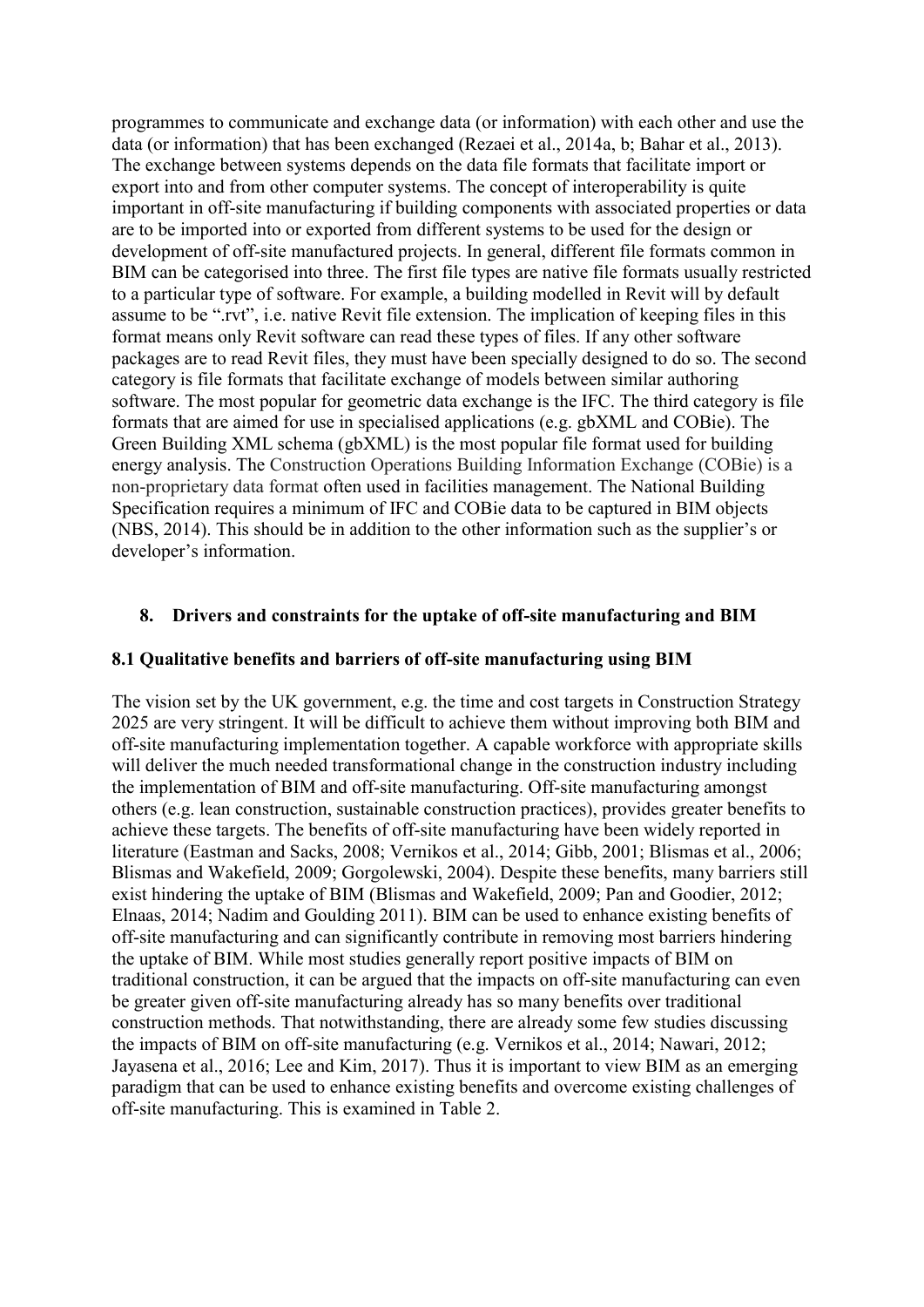programmes to communicate and exchange data (or information) with each other and use the data (or information) that has been exchanged (Rezaei et al., 2014a, b; Bahar et al., 2013). The exchange between systems depends on the data file formats that facilitate import or export into and from other computer systems. The concept of interoperability is quite important in off-site manufacturing if building components with associated properties or data are to be imported into or exported from different systems to be used for the design or development of off-site manufactured projects. In general, different file formats common in BIM can be categorised into three. The first file types are native file formats usually restricted to a particular type of software. For example, a building modelled in Revit will by default assume to be ".rvt", i.e. native Revit file extension. The implication of keeping files in this format means only Revit software can read these types of files. If any other software packages are to read Revit files, they must have been specially designed to do so. The second category is file formats that facilitate exchange of models between similar authoring software. The most popular for geometric data exchange is the IFC. The third category is file formats that are aimed for use in specialised applications (e.g. gbXML and COBie). The Green Building XML schema (gbXML) is the most popular file format used for building energy analysis. The Construction Operations Building Information Exchange (COBie) is a non-proprietary data format often used in facilities management. The National Building Specification requires a minimum of IFC and COBie data to be captured in BIM objects (NBS, 2014). This should be in addition to the other information such as the supplier's or developer's information.

## 8. Drivers and constraints for the uptake of off-site manufacturing and BIM

### 8.1 Qualitative benefits and barriers of off-site manufacturing using BIM

The vision set by the UK government, e.g. the time and cost targets in Construction Strategy 2025 are very stringent. It will be difficult to achieve them without improving both BIM and off-site manufacturing implementation together. A capable workforce with appropriate skills will deliver the much needed transformational change in the construction industry including the implementation of BIM and off-site manufacturing. Off-site manufacturing amongst others (e.g. lean construction, sustainable construction practices), provides greater benefits to achieve these targets. The benefits of off-site manufacturing have been widely reported in literature (Eastman and Sacks, 2008; Vernikos et al., 2014; Gibb, 2001; Blismas et al., 2006; Blismas and Wakefield, 2009; Gorgolewski, 2004). Despite these benefits, many barriers still exist hindering the uptake of BIM (Blismas and Wakefield, 2009; Pan and Goodier, 2012; Elnaas, 2014; Nadim and Goulding 2011). BIM can be used to enhance existing benefits of off-site manufacturing and can significantly contribute in removing most barriers hindering the uptake of BIM. While most studies generally report positive impacts of BIM on traditional construction, it can be argued that the impacts on off-site manufacturing can even be greater given off-site manufacturing already has so many benefits over traditional construction methods. That notwithstanding, there are already some few studies discussing the impacts of BIM on off-site manufacturing (e.g. Vernikos et al., 2014; Nawari, 2012; Jayasena et al., 2016; Lee and Kim, 2017). Thus it is important to view BIM as an emerging paradigm that can be used to enhance existing benefits and overcome existing challenges of off-site manufacturing. This is examined in Table 2.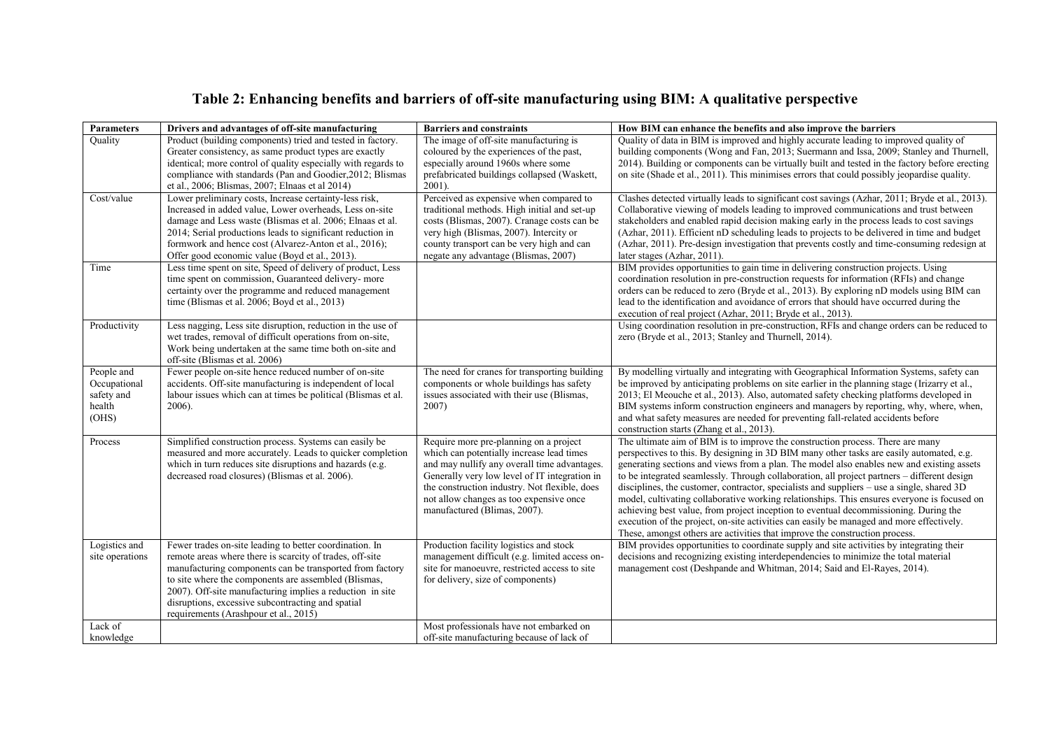# Table 2: Enhancing benefits and barriers of off-site manufacturing using BIM: A qualitative perspective

| Parameters | Drivers and advantages of off-site manufacturing | Barriers and constraints | How BIM can enhance the benefits and also improve the barriers |
|---|---|---|---|
| Quality | Product (building components) tried and tested in factory. Greater consistency, as same product types are exactly identical; more control of quality especially with regards to compliance with standards (Pan and Goodier,2012; Blismas et al., 2006; Blismas, 2007; Elnaas et al 2014) | The image of off-site manufacturing is coloured by the experiences of the past, especially around 1960s where some prefabricated buildings collapsed (Waskett, 2001). | Quality of data in BIM is improved and highly accurate leading to improved quality of building components (Wong and Fan, 2013; Suermann and Issa, 2009; Stanley and Thurnell, 2014). Building or components can be virtually built and tested in the factory before erecting on site (Shade et al., 2011). This minimises errors that could possibly jeopardise quality. |
| Cost/value | Lower preliminary costs, Increase certainty-less risk, Increased in added value, Lower overheads, Less on-site damage and Less waste (Blismas et al. 2006; Elnaas et al. 2014; Serial productions leads to significant reduction in formwork and hence cost (Alvarez-Anton et al., 2016); Offer good economic value (Boyd et al., 2013). | Perceived as expensive when compared to traditional methods. High initial and set-up costs (Blismas, 2007). Cranage costs can be very high (Blismas, 2007). Intercity or county transport can be very high and can negate any advantage (Blismas, 2007) | Clashes detected virtually leads to significant cost savings (Azhar, 2011; Bryde et al., 2013). Collaborative viewing of models leading to improved communications and trust between stakeholders and enabled rapid decision making early in the process leads to cost savings (Azhar, 2011). Efficient nD scheduling leads to projects to be delivered in time and budget (Azhar, 2011). Pre-design investigation that prevents costly and time-consuming redesign at later stages (Azhar, 2011). |
| Time | Less time spent on site, Speed of delivery of product, Less time spent on commission, Guaranteed delivery- more certainty over the programme and reduced management time (Blismas et al. 2006; Boyd et al., 2013) | | BIM provides opportunities to gain time in delivering construction projects. Using coordination resolution in pre-construction requests for information (RFIs) and change orders can be reduced to zero (Bryde et al., 2013). By exploring nD models using BIM can lead to the identification and avoidance of errors that should have occurred during the execution of real project (Azhar, 2011; Bryde et al., 2013). |
| Productivity | Less nagging, Less site disruption, reduction in the use of wet trades, removal of difficult operations from on-site, Work being undertaken at the same time both on-site and off-site (Blismas et al. 2006) | | Using coordination resolution in pre-construction, RFIs and change orders can be reduced to zero (Bryde et al., 2013; Stanley and Thurnell, 2014). |
| People and Occupational safety and health (OHS) | Fewer people on-site hence reduced number of on-site accidents. Off-site manufacturing is independent of local labour issues which can at times be political (Blismas et al. 2006). | The need for cranes for transporting building components or whole buildings has safety issues associated with their use (Blismas, 2007) | By modelling virtually and integrating with Geographical Information Systems, safety can be improved by anticipating problems on site earlier in the planning stage (Irizarry et al., 2013; El Meouche et al., 2013). Also, automated safety checking platforms developed in BIM systems inform construction engineers and managers by reporting, why, where, when, and what safety measures are needed for preventing fall-related accidents before construction starts (Zhang et al., 2013). |
| Process | Simplified construction process. Systems can easily be measured and more accurately. Leads to quicker completion which in turn reduces site disruptions and hazards (e.g. decreased road closures) (Blismas et al. 2006). | Require more pre-planning on a project which can potentially increase lead times and may nullify any overall time advantages. Generally very low level of IT integration in the construction industry. Not flexible, does not allow changes as too expensive once manufactured (Blimas, 2007). | The ultimate aim of BIM is to improve the construction process. There are many perspectives to this. By designing in 3D BIM many other tasks are easily automated, e.g. generating sections and views from a plan. The model also enables new and existing assets to be integrated seamlessly. Through collaboration, all project partners – different design disciplines, the customer, contractor, specialists and suppliers – use a single, shared 3D model, cultivating collaborative working relationships. This ensures everyone is focused on achieving best value, from project inception to eventual decommissioning. During the execution of the project, on-site activities can easily be managed and more effectively. These, amongst others are activities that improve the construction process. |
| Logistics and site operations | Fewer trades on-site leading to better coordination. In remote areas where there is scarcity of trades, off-site manufacturing components can be transported from factory to site where the components are assembled (Blismas, 2007). Off-site manufacturing implies a reduction in site disruptions, excessive subcontracting and spatial requirements (Arashpour et al., 2015) | Production facility logistics and stock management difficult (e.g. limited access on-site for manoeuvre, restricted access to site for delivery, size of components) | BIM provides opportunities to coordinate supply and site activities by integrating their decisions and recognizing existing interdependencies to minimize the total material management cost (Deshpande and Whitman, 2014; Said and El-Rayes, 2014). |
| Lack of knowledge | | Most professionals have not embarked on off-site manufacturing because of lack of | |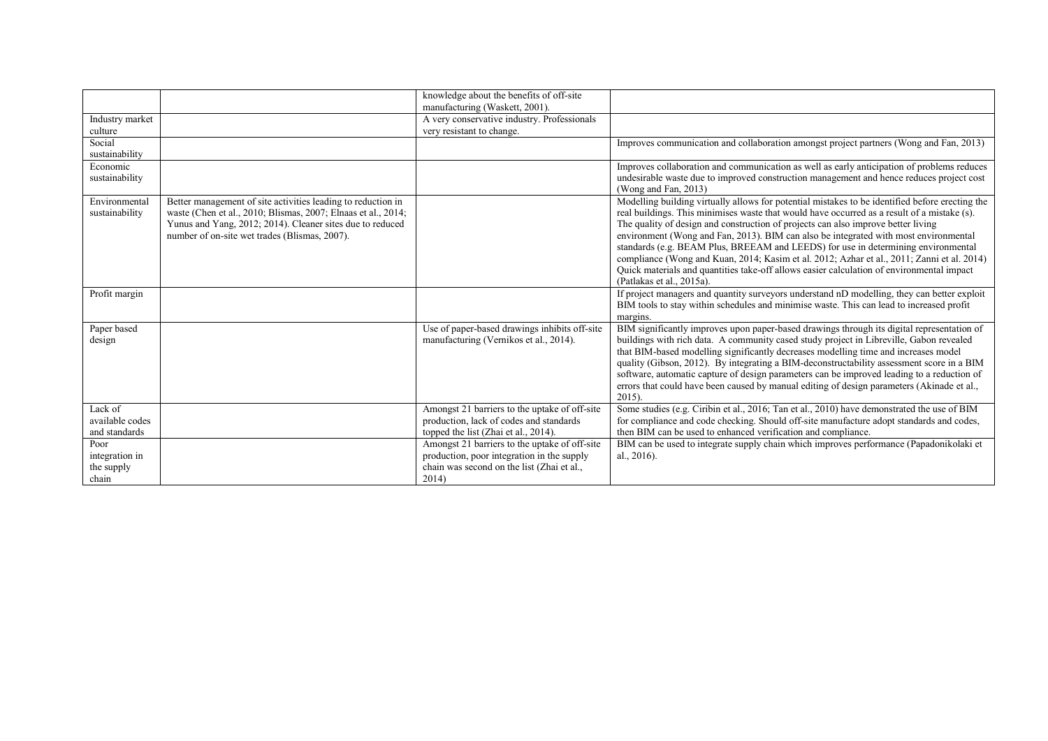|  |  | knowledge about the benefits of off-site manufacturing (Waskett, 2001). |  |
|---|---|---|---|
| Industry market culture |  | A very conservative industry. Professionals very resistant to change. |  |
| Social sustainability |  |  | Improves communication and collaboration amongst project partners (Wong and Fan, 2013) |
| Economic sustainability |  |  | Improves collaboration and communication as well as early anticipation of problems reduces undesirable waste due to improved construction management and hence reduces project cost (Wong and Fan, 2013) |
| Environmental sustainability | Better management of site activities leading to reduction in waste (Chen et al., 2010; Blismas, 2007; Elnaas et al., 2014; Yunus and Yang, 2012; 2014). Cleaner sites due to reduced number of on-site wet trades (Blismas, 2007). |  | Modelling building virtually allows for potential mistakes to be identified before erecting the real buildings. This minimises waste that would have occurred as a result of a mistake (s). The quality of design and construction of projects can also improve better living environment (Wong and Fan, 2013). BIM can also be integrated with most environmental standards (e.g. BEAM Plus, BREEAM and LEEDS) for use in determining environmental compliance (Wong and Kuan, 2014; Kasim et al. 2012; Azhar et al., 2011; Zanni et al. 2014) Quick materials and quantities take-off allows easier calculation of environmental impact (Patlakas et al., 2015a). |
| Profit margin |  |  | If project managers and quantity surveyors understand nD modelling, they can better exploit BIM tools to stay within schedules and minimise waste. This can lead to increased profit margins. |
| Paper based design |  | Use of paper-based drawings inhibits off-site manufacturing (Vernikos et al., 2014). | BIM significantly improves upon paper-based drawings through its digital representation of buildings with rich data. A community cased study project in Libreville, Gabon revealed that BIM-based modelling significantly decreases modelling time and increases model quality (Gibson, 2012). By integrating a BIM-deconstructability assessment score in a BIM software, automatic capture of design parameters can be improved leading to a reduction of errors that could have been caused by manual editing of design parameters (Akinade et al., 2015). |
| Lack of available codes and standards |  | Amongst 21 barriers to the uptake of off-site production, lack of codes and standards topped the list (Zhai et al., 2014). | Some studies (e.g. Ciribin et al., 2016; Tan et al., 2010) have demonstrated the use of BIM for compliance and code checking. Should off-site manufacture adopt standards and codes, then BIM can be used to enhanced verification and compliance. |
| Poor integration in the supply chain |  | Amongst 21 barriers to the uptake of off-site production, poor integration in the supply chain was second on the list (Zhai et al., 2014) | BIM can be used to integrate supply chain which improves performance (Papadonikolaki et al., 2016). |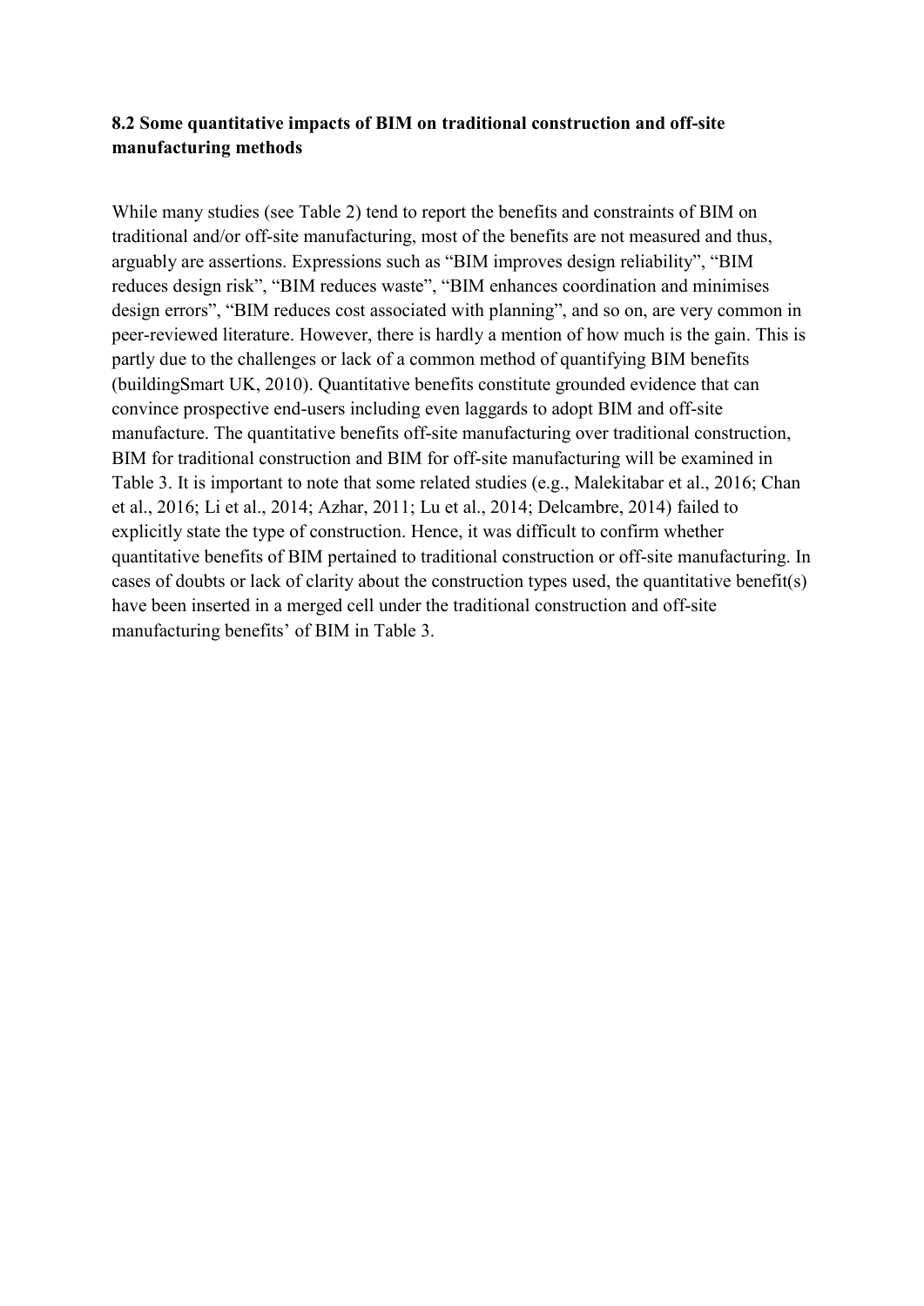### 8.2 Some quantitative impacts of BIM on traditional construction and off-site manufacturing methods

While many studies (see Table 2) tend to report the benefits and constraints of BIM on traditional and/or off-site manufacturing, most of the benefits are not measured and thus, arguably are assertions. Expressions such as "BIM improves design reliability", "BIM reduces design risk", "BIM reduces waste", "BIM enhances coordination and minimises design errors", "BIM reduces cost associated with planning", and so on, are very common in peer-reviewed literature. However, there is hardly a mention of how much is the gain. This is partly due to the challenges or lack of a common method of quantifying BIM benefits (buildingSmart UK, 2010). Quantitative benefits constitute grounded evidence that can convince prospective end-users including even laggards to adopt BIM and off-site manufacture. The quantitative benefits off-site manufacturing over traditional construction, BIM for traditional construction and BIM for off-site manufacturing will be examined in Table 3. It is important to note that some related studies (e.g., Malekitabar et al., 2016; Chan et al., 2016; Li et al., 2014; Azhar, 2011; Lu et al., 2014; Delcambre, 2014) failed to explicitly state the type of construction. Hence, it was difficult to confirm whether quantitative benefits of BIM pertained to traditional construction or off-site manufacturing. In cases of doubts or lack of clarity about the construction types used, the quantitative benefit(s) have been inserted in a merged cell under the traditional construction and off-site manufacturing benefits' of BIM in Table 3.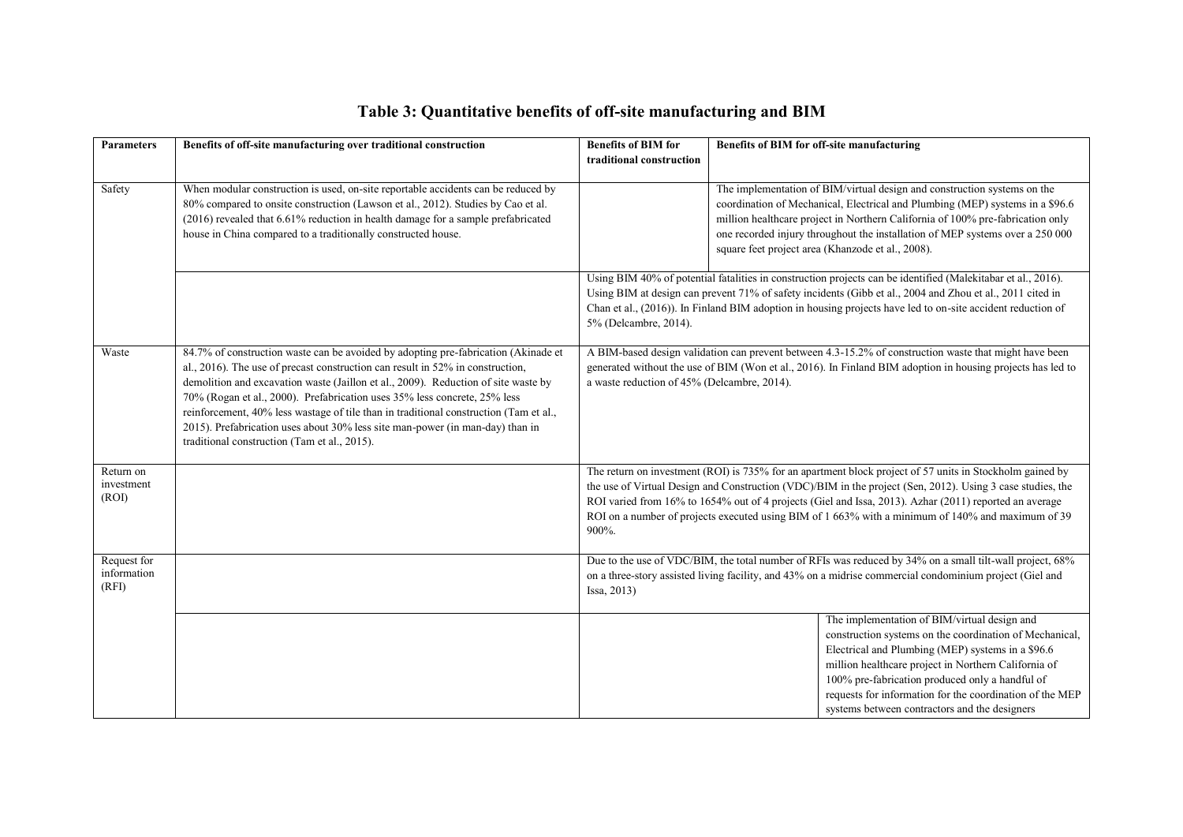# Table 3: Quantitative benefits of off-site manufacturing and BIM

| Parameters | Benefits of off-site manufacturing over traditional construction | Benefits of BIM for traditional construction | Benefits of BIM for off-site manufacturing |
|---|---|---|---|
| Safety | When modular construction is used, on-site reportable accidents can be reduced by 80% compared to onsite construction (Lawson et al., 2012). Studies by Cao et al. (2016) revealed that 6.61% reduction in health damage for a sample prefabricated house in China compared to a traditionally constructed house. | | The implementation of BIM/virtual design and construction systems on the coordination of Mechanical, Electrical and Plumbing (MEP) systems in a $96.6 million healthcare project in Northern California of 100% pre-fabrication only one recorded injury throughout the installation of MEP systems over a 250 000 square feet project area (Khanzode et al., 2008). |
| | | Using BIM 40% of potential fatalities in construction projects can be identified (Malekitabar et al., 2016). Using BIM at design can prevent 71% of safety incidents (Gibb et al., 2004 and Zhou et al., 2011 cited in Chan et al., (2016)). In Finland BIM adoption in housing projects have led to on-site accident reduction of 5% (Delcambre, 2014). | |
| Waste | 84.7% of construction waste can be avoided by adopting pre-fabrication (Akinade et al., 2016). The use of precast construction can result in 52% in construction, demolition and excavation waste (Jaillon et al., 2009). Reduction of site waste by 70% (Rogan et al., 2000). Prefabrication uses 35% less concrete, 25% less reinforcement, 40% less wastage of tile than in traditional construction (Tam et al., 2015). Prefabrication uses about 30% less site man-power (in man-day) than in traditional construction (Tam et al., 2015). | A BIM-based design validation can prevent between 4.3-15.2% of construction waste that might have been generated without the use of BIM (Won et al., 2016). In Finland BIM adoption in housing projects has led to a waste reduction of 45% (Delcambre, 2014). | |
| Return on investment (ROI) | | The return on investment (ROI) is 735% for an apartment block project of 57 units in Stockholm gained by the use of Virtual Design and Construction (VDC)/BIM in the project (Sen, 2012). Using 3 case studies, the ROI varied from 16% to 1654% out of 4 projects (Giel and Issa, 2013). Azhar (2011) reported an average ROI on a number of projects executed using BIM of 1 663% with a minimum of 140% and maximum of 39 900%. | |
| Request for information (RFI) | | Due to the use of VDC/BIM, the total number of RFIs was reduced by 34% on a small tilt-wall project, 68% on a three-story assisted living facility, and 43% on a midrise commercial condominium project (Giel and Issa, 2013) | |
| | | | The implementation of BIM/virtual design and construction systems on the coordination of Mechanical, Electrical and Plumbing (MEP) systems in a $96.6 million healthcare project in Northern California of 100% pre-fabrication produced only a handful of requests for information for the coordination of the MEP systems between contractors and the designers |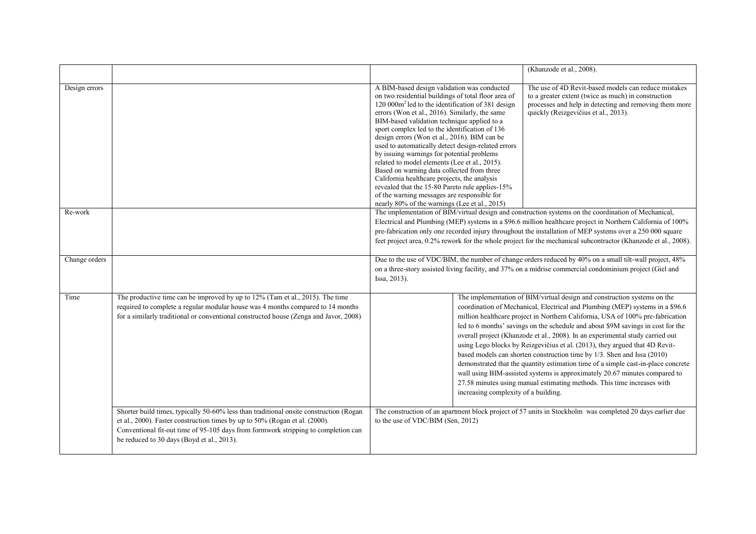| | | | |
|---|---|---|---|
| | | | (Khanzode et al., 2008). |
| Design errors | | A BIM-based design validation was conducted on two residential buildings of total floor area of 120 000m$^2$ led to the identification of 381 design errors (Won et al., 2016). Similarly, the same BIM-based validation technique applied to a sport complex led to the identification of 136 design errors (Won et al., 2016). BIM can be used to automatically detect design-related errors by issuing warnings for potential problems related to model elements (Lee et al., 2015). Based on warning data collected from three California healthcare projects, the analysis revealed that the 15-80 Pareto rule applies-15% of the warning messages are responsible for nearly 80% of the warnings (Lee et al., 2015) | The use of 4D Revit-based models can reduce mistakes to a greater extent (twice as much) in construction processes and help in detecting and removing them more quickly (Reizgevičius et al., 2013). |
| Re-work | | The implementation of BIM/virtual design and construction systems on the coordination of Mechanical, Electrical and Plumbing (MEP) systems in a $96.6 million healthcare project in Northern California of 100% pre-fabrication only one recorded injury throughout the installation of MEP systems over a 250 000 square feet project area, 0.2% rework for the whole project for the mechanical subcontractor (Khanzode et al., 2008). | |
| Change orders | | Due to the use of VDC/BIM, the number of change orders reduced by 40% on a small tilt-wall project, 48% on a three-story assisted living facility, and 37% on a midrise commercial condominium project (Giel and Issa, 2013). | |
| Time | The productive time can be improved by up to 12% (Tam et al., 2015). The time required to complete a regular modular house was 4 months compared to 14 months for a similarly traditional or conventional constructed house (Zenga and Javor, 2008) | | The implementation of BIM/virtual design and construction systems on the coordination of Mechanical, Electrical and Plumbing (MEP) systems in a $96.6 million healthcare project in Northern California, USA of 100% pre-fabrication led to 6 months' savings on the schedule and about $9M savings in cost for the overall project (Khanzode et al., 2008). In an experimental study carried out using Lego blocks by Reizgevičius et al. (2013), they argued that 4D Revit-based models can shorten construction time by 1/3. Shen and Issa (2010) demonstrated that the quantity estimation time of a simple cast-in-place concrete wall using BIM-assisted systems is approximately 20.67 minutes compared to 27.58 minutes using manual estimating methods. This time increases with increasing complexity of a building. |
| | Shorter build times, typically 50-60% less than traditional onsite construction (Rogan et al., 2000). Faster construction times by up to 50% (Rogan et al. (2000). Conventional fit-out time of 95-105 days from formwork stripping to completion can be reduced to 30 days (Boyd et al., 2013). | The construction of an apartment block project of 57 units in Stockholm was completed 20 days earlier due to the use of VDC/BIM (Sen, 2012) | |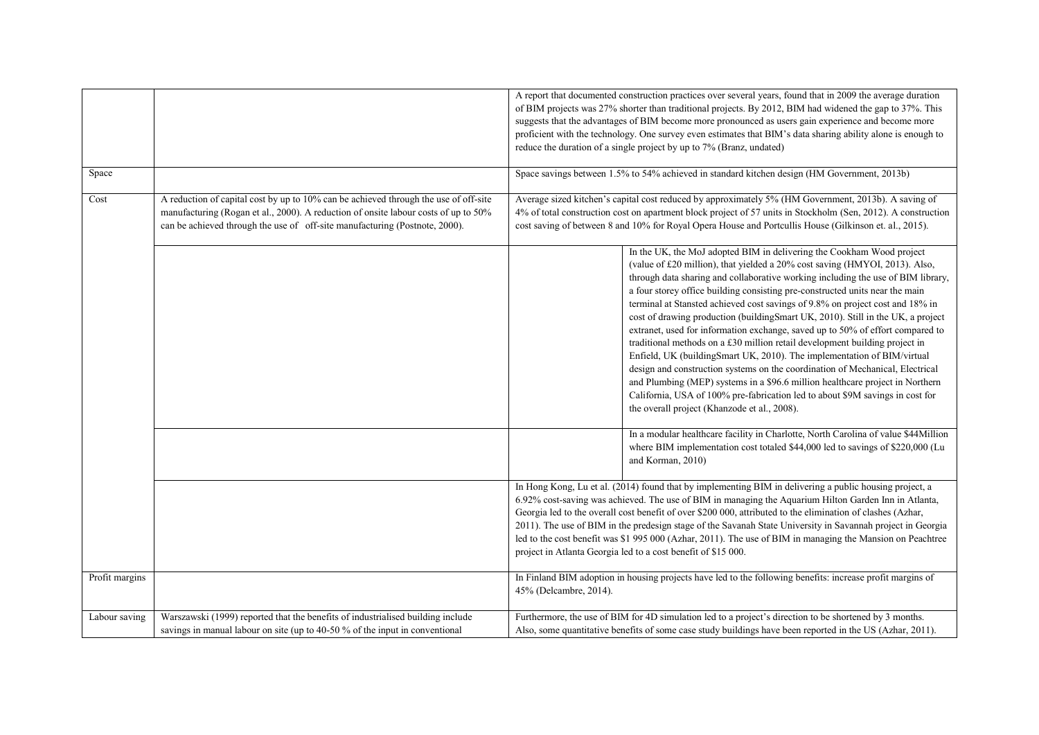| | | | |
|---|---|---|---|
| | | A report that documented construction practices over several years, found that in 2009 the average duration of BIM projects was 27% shorter than traditional projects. By 2012, BIM had widened the gap to 37%. This suggests that the advantages of BIM become more pronounced as users gain experience and become more proficient with the technology. One survey even estimates that BIM's data sharing ability alone is enough to reduce the duration of a single project by up to 7% (Branz, undated) | |
| Space | | Space savings between 1.5% to 54% achieved in standard kitchen design (HM Government, 2013b) | |
| Cost | A reduction of capital cost by up to 10% can be achieved through the use of off-site manufacturing (Rogan et al., 2000). A reduction of onsite labour costs of up to 50% can be achieved through the use of off-site manufacturing (Postnote, 2000). | Average sized kitchen's capital cost reduced by approximately 5% (HM Government, 2013b). A saving of 4% of total construction cost on apartment block project of 57 units in Stockholm (Sen, 2012). A construction cost saving of between 8 and 10% for Royal Opera House and Portcullis House (Gilkinson et. al., 2015). | |
| | | | In the UK, the MoJ adopted BIM in delivering the Cookham Wood project (value of £20 million), that yielded a 20% cost saving (HMYOI, 2013). Also, through data sharing and collaborative working including the use of BIM library, a four storey office building consisting pre-constructed units near the main terminal at Stansted achieved cost savings of 9.8% on project cost and 18% in cost of drawing production (buildingSmart UK, 2010). Still in the UK, a project extranet, used for information exchange, saved up to 50% of effort compared to traditional methods on a £30 million retail development building project in Enfield, UK (buildingSmart UK, 2010). The implementation of BIM/virtual design and construction systems on the coordination of Mechanical, Electrical and Plumbing (MEP) systems in a $96.6 million healthcare project in Northern California, USA of 100% pre-fabrication led to about $9M savings in cost for the overall project (Khanzode et al., 2008). |
| | | | In a modular healthcare facility in Charlotte, North Carolina of value $44Million where BIM implementation cost totaled $44,000 led to savings of $220,000 (Lu and Korman, 2010) |
| | | In Hong Kong, Lu et al. (2014) found that by implementing BIM in delivering a public housing project, a 6.92% cost-saving was achieved. The use of BIM in managing the Aquarium Hilton Garden Inn in Atlanta, Georgia led to the overall cost benefit of over $200 000, attributed to the elimination of clashes (Azhar, 2011). The use of BIM in the predesign stage of the Savanah State University in Savannah project in Georgia led to the cost benefit was $1 995 000 (Azhar, 2011). The use of BIM in managing the Mansion on Peachtree project in Atlanta Georgia led to a cost benefit of $15 000. | |
| Profit margins | | In Finland BIM adoption in housing projects have led to the following benefits: increase profit margins of 45% (Delcambre, 2014). | |
| Labour saving | Warszawski (1999) reported that the benefits of industrialised building include savings in manual labour on site (up to 40-50 % of the input in conventional | Furthermore, the use of BIM for 4D simulation led to a project's direction to be shortened by 3 months. Also, some quantitative benefits of some case study buildings have been reported in the US (Azhar, 2011). | |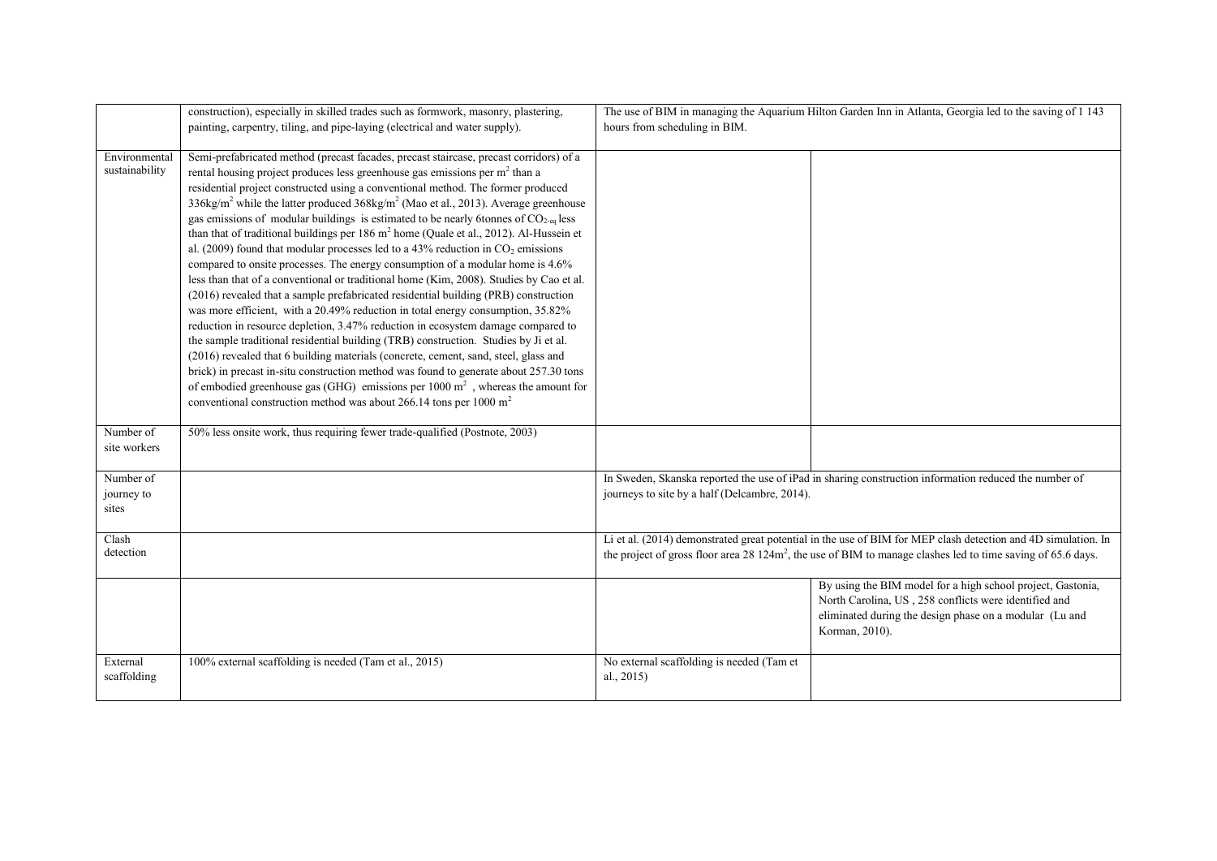| | | | |
|---|---|---|---|
| | construction), especially in skilled trades such as formwork, masonry, plastering, painting, carpentry, tiling, and pipe-laying (electrical and water supply). | The use of BIM in managing the Aquarium Hilton Garden Inn in Atlanta, Georgia led to the saving of 1 143 hours from scheduling in BIM. | |
| Environmental sustainability | Semi-prefabricated method (precast facades, precast staircase, precast corridors) of a rental housing project produces less greenhouse gas emissions per m$^2$ than a residential project constructed using a conventional method. The former produced 336kg/m$^2$ while the latter produced 368kg/m$^2$ (Mao et al., 2013). Average greenhouse gas emissions of modular buildings is estimated to be nearly 6tonnes of $CO_{2\text{-eq}}$ less than that of traditional buildings per 186 m$^2$ home (Quale et al., 2012). Al-Hussein et al. (2009) found that modular processes led to a 43% reduction in $CO_2$ emissions compared to onsite processes. The energy consumption of a modular home is 4.6% less than that of a conventional or traditional home (Kim, 2008). Studies by Cao et al. (2016) revealed that a sample prefabricated residential building (PRB) construction was more efficient, with a 20.49% reduction in total energy consumption, 35.82% reduction in resource depletion, 3.47% reduction in ecosystem damage compared to the sample traditional residential building (TRB) construction. Studies by Ji et al. (2016) revealed that 6 building materials (concrete, cement, sand, steel, glass and brick) in precast in-situ construction method was found to generate about 257.30 tons of embodied greenhouse gas (GHG) emissions per 1000 m$^2$, whereas the amount for conventional construction method was about 266.14 tons per 1000 m$^2$ | | |
| Number of site workers | 50% less onsite work, thus requiring fewer trade-qualified (Postnote, 2003) | | |
| Number of journey to sites | | In Sweden, Skanska reported the use of iPad in sharing construction information reduced the number of journeys to site by a half (Delcambre, 2014). | |
| Clash detection | | Li et al. (2014) demonstrated great potential in the use of BIM for MEP clash detection and 4D simulation. In the project of gross floor area 28 124m$^2$, the use of BIM to manage clashes led to time saving of 65.6 days. | |
| | | | By using the BIM model for a high school project, Gastonia, North Carolina, US , 258 conflicts were identified and eliminated during the design phase on a modular (Lu and Korman, 2010). |
| External scaffolding | 100% external scaffolding is needed (Tam et al., 2015) | No external scaffolding is needed (Tam et al., 2015) | |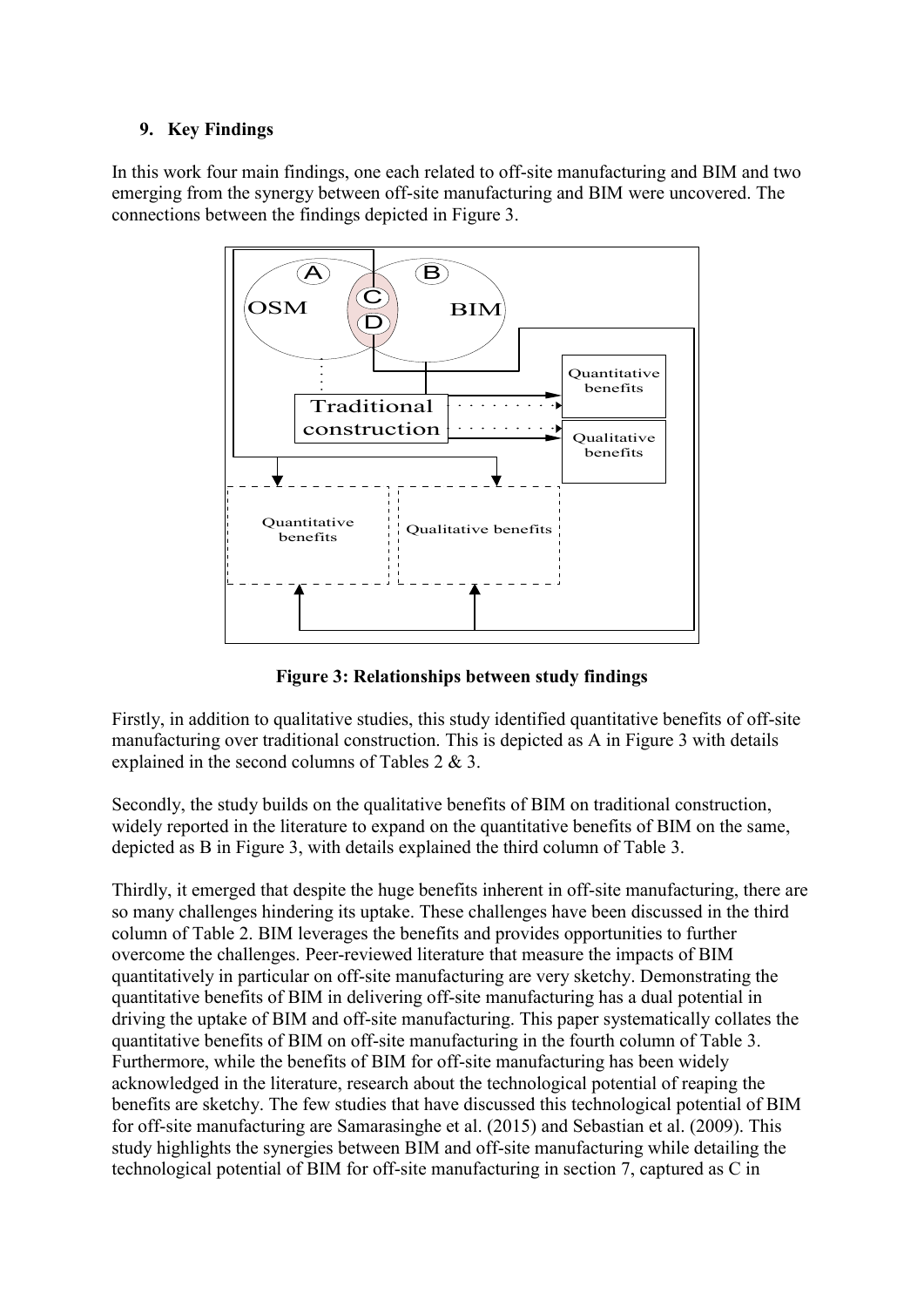## 9. Key Findings

In this work four main findings, one each related to off-site manufacturing and BIM and two emerging from the synergy between off-site manufacturing and BIM were uncovered. The connections between the findings depicted in Figure 3.

**Figure 3: Relationships between study findings**

Firstly, in addition to qualitative studies, this study identified quantitative benefits of off-site manufacturing over traditional construction. This is depicted as A in Figure 3 with details explained in the second columns of Tables 2 & 3.

Secondly, the study builds on the qualitative benefits of BIM on traditional construction, widely reported in the literature to expand on the quantitative benefits of BIM on the same, depicted as B in Figure 3, with details explained the third column of Table 3.

Thirdly, it emerged that despite the huge benefits inherent in off-site manufacturing, there are so many challenges hindering its uptake. These challenges have been discussed in the third column of Table 2. BIM leverages the benefits and provides opportunities to further overcome the challenges. Peer-reviewed literature that measure the impacts of BIM quantitatively in particular on off-site manufacturing are very sketchy. Demonstrating the quantitative benefits of BIM in delivering off-site manufacturing has a dual potential in driving the uptake of BIM and off-site manufacturing. This paper systematically collates the quantitative benefits of BIM on off-site manufacturing in the fourth column of Table 3. Furthermore, while the benefits of BIM for off-site manufacturing has been widely acknowledged in the literature, research about the technological potential of reaping the benefits are sketchy. The few studies that have discussed this technological potential of BIM for off-site manufacturing are Samarasinghe et al. (2015) and Sebastian et al. (2009). This study highlights the synergies between BIM and off-site manufacturing while detailing the technological potential of BIM for off-site manufacturing in section 7, captured as C in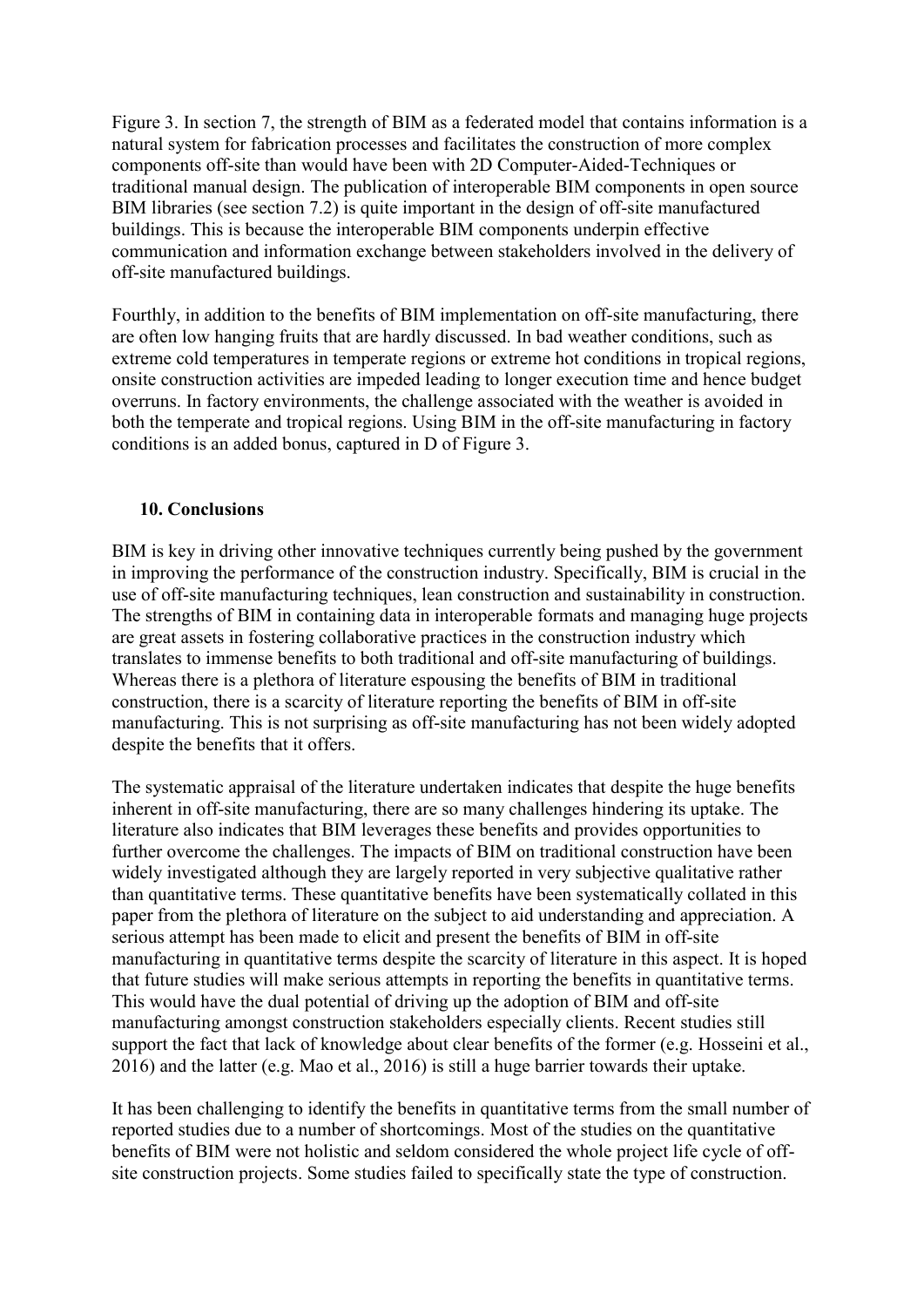Figure 3. In section 7, the strength of BIM as a federated model that contains information is a natural system for fabrication processes and facilitates the construction of more complex components off-site than would have been with 2D Computer-Aided-Techniques or traditional manual design. The publication of interoperable BIM components in open source BIM libraries (see section 7.2) is quite important in the design of off-site manufactured buildings. This is because the interoperable BIM components underpin effective communication and information exchange between stakeholders involved in the delivery of off-site manufactured buildings.

Fourthly, in addition to the benefits of BIM implementation on off-site manufacturing, there are often low hanging fruits that are hardly discussed. In bad weather conditions, such as extreme cold temperatures in temperate regions or extreme hot conditions in tropical regions, onsite construction activities are impeded leading to longer execution time and hence budget overruns. In factory environments, the challenge associated with the weather is avoided in both the temperate and tropical regions. Using BIM in the off-site manufacturing in factory conditions is an added bonus, captured in D of Figure 3.

## 10. Conclusions

BIM is key in driving other innovative techniques currently being pushed by the government in improving the performance of the construction industry. Specifically, BIM is crucial in the use of off-site manufacturing techniques, lean construction and sustainability in construction. The strengths of BIM in containing data in interoperable formats and managing huge projects are great assets in fostering collaborative practices in the construction industry which translates to immense benefits to both traditional and off-site manufacturing of buildings. Whereas there is a plethora of literature espousing the benefits of BIM in traditional construction, there is a scarcity of literature reporting the benefits of BIM in off-site manufacturing. This is not surprising as off-site manufacturing has not been widely adopted despite the benefits that it offers.

The systematic appraisal of the literature undertaken indicates that despite the huge benefits inherent in off-site manufacturing, there are so many challenges hindering its uptake. The literature also indicates that BIM leverages these benefits and provides opportunities to further overcome the challenges. The impacts of BIM on traditional construction have been widely investigated although they are largely reported in very subjective qualitative rather than quantitative terms. These quantitative benefits have been systematically collated in this paper from the plethora of literature on the subject to aid understanding and appreciation. A serious attempt has been made to elicit and present the benefits of BIM in off-site manufacturing in quantitative terms despite the scarcity of literature in this aspect. It is hoped that future studies will make serious attempts in reporting the benefits in quantitative terms. This would have the dual potential of driving up the adoption of BIM and off-site manufacturing amongst construction stakeholders especially clients. Recent studies still support the fact that lack of knowledge about clear benefits of the former (e.g. Hosseini et al., 2016) and the latter (e.g. Mao et al., 2016) is still a huge barrier towards their uptake.

It has been challenging to identify the benefits in quantitative terms from the small number of reported studies due to a number of shortcomings. Most of the studies on the quantitative benefits of BIM were not holistic and seldom considered the whole project life cycle of off-site construction projects. Some studies failed to specifically state the type of construction.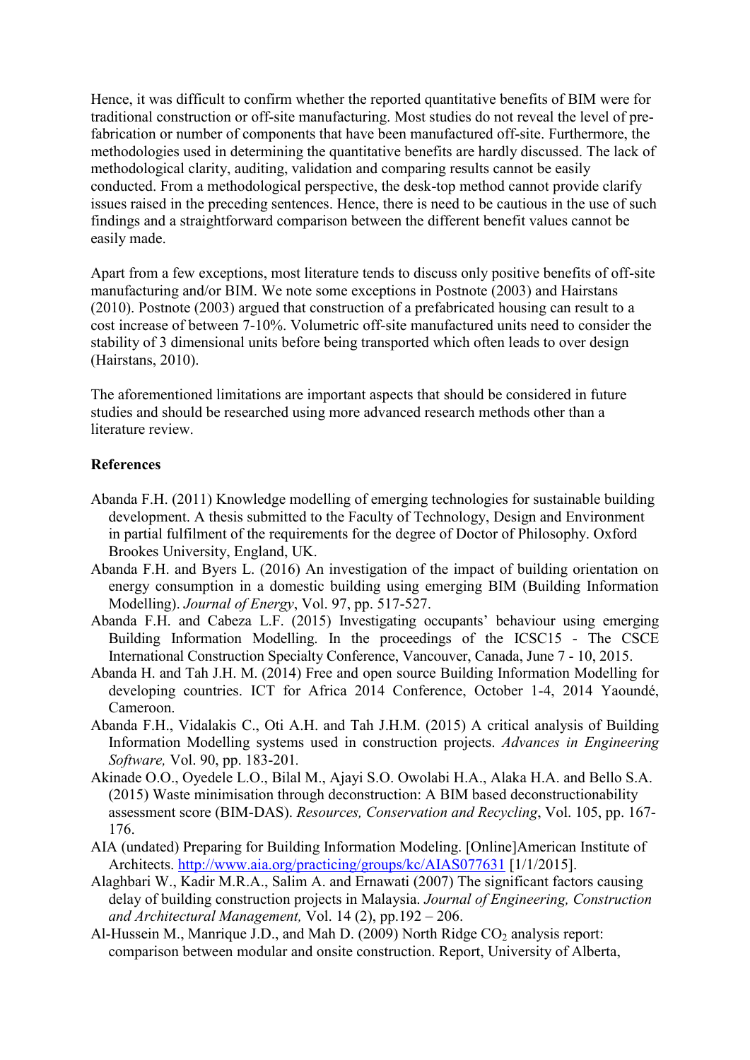Hence, it was difficult to confirm whether the reported quantitative benefits of BIM were for traditional construction or off-site manufacturing. Most studies do not reveal the level of pre-fabrication or number of components that have been manufactured off-site. Furthermore, the methodologies used in determining the quantitative benefits are hardly discussed. The lack of methodological clarity, auditing, validation and comparing results cannot be easily conducted. From a methodological perspective, the desk-top method cannot provide clarify issues raised in the preceding sentences. Hence, there is need to be cautious in the use of such findings and a straightforward comparison between the different benefit values cannot be easily made.

Apart from a few exceptions, most literature tends to discuss only positive benefits of off-site manufacturing and/or BIM. We note some exceptions in Postnote (2003) and Hairstans (2010). Postnote (2003) argued that construction of a prefabricated housing can result to a cost increase of between 7-10%. Volumetric off-site manufactured units need to consider the stability of 3 dimensional units before being transported which often leads to over design (Hairstans, 2010).

The aforementioned limitations are important aspects that should be considered in future studies and should be researched using more advanced research methods other than a literature review.

## References

- Abanda F.H. (2011) Knowledge modelling of emerging technologies for sustainable building development. A thesis submitted to the Faculty of Technology, Design and Environment in partial fulfilment of the requirements for the degree of Doctor of Philosophy. Oxford Brookes University, England, UK.
- Abanda F.H. and Byers L. (2016) An investigation of the impact of building orientation on energy consumption in a domestic building using emerging BIM (Building Information Modelling). *Journal of Energy*, Vol. 97, pp. 517-527.
- Abanda F.H. and Cabeza L.F. (2015) Investigating occupants' behaviour using emerging Building Information Modelling. In the proceedings of the ICSC15 - The CSCE International Construction Specialty Conference, Vancouver, Canada, June 7 - 10, 2015.
- Abanda H. and Tah J.H. M. (2014) Free and open source Building Information Modelling for developing countries. ICT for Africa 2014 Conference, October 1-4, 2014 Yaoundé, Cameroon.
- Abanda F.H., Vidalakis C., Oti A.H. and Tah J.H.M. (2015) A critical analysis of Building Information Modelling systems used in construction projects. *Advances in Engineering Software,* Vol. 90, pp. 183-201.
- Akinade O.O., Oyedele L.O., Bilal M., Ajayi S.O. Owolabi H.A., Alaka H.A. and Bello S.A. (2015) Waste minimisation through deconstruction: A BIM based deconstructionability assessment score (BIM-DAS). *Resources, Conservation and Recycling*, Vol. 105, pp. 167-176.
- AIA (undated) Preparing for Building Information Modeling. [Online]American Institute of Architects. http://www.aia.org/practicing/groups/kc/AIAS077631 [1/1/2015].
- Alaghbari W., Kadir M.R.A., Salim A. and Ernawati (2007) The significant factors causing delay of building construction projects in Malaysia. *Journal of Engineering, Construction and Architectural Management,* Vol. 14 (2), pp.192 – 206.
- Al-Hussein M., Manrique J.D., and Mah D. (2009) North Ridge $CO_2$ analysis report: comparison between modular and onsite construction. Report, University of Alberta,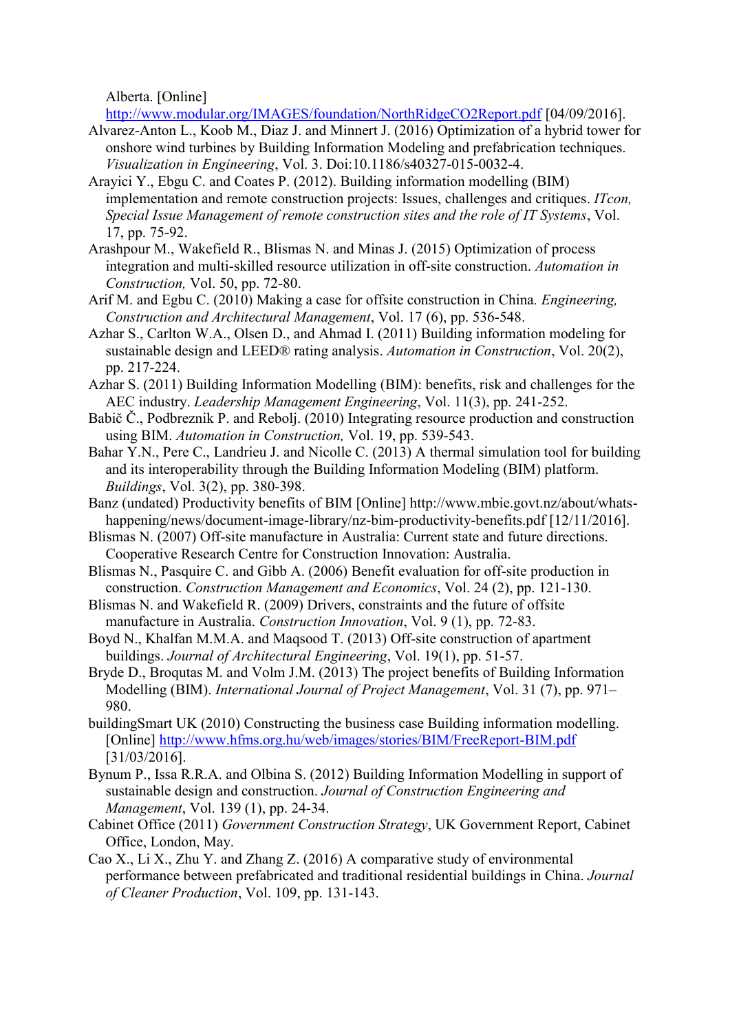Alberta. [Online] http://www.modular.org/IMAGES/foundation/NorthRidgeCO2Report.pdf [04/09/2016].

Alvarez-Anton L., Koob M., Diaz J. and Minnert J. (2016) Optimization of a hybrid tower for onshore wind turbines by Building Information Modeling and prefabrication techniques. *Visualization in Engineering*, Vol. 3. Doi:10.1186/s40327-015-0032-4.

Arayici Y., Ebgu C. and Coates P. (2012). Building information modelling (BIM) implementation and remote construction projects: Issues, challenges and critiques. *ITcon, Special Issue Management of remote construction sites and the role of IT Systems*, Vol. 17, pp. 75-92.

Arashpour M., Wakefield R., Blismas N. and Minas J. (2015) Optimization of process integration and multi-skilled resource utilization in off-site construction. *Automation in Construction,* Vol. 50, pp. 72-80.

Arif M. and Egbu C. (2010) Making a case for offsite construction in China*. Engineering, Construction and Architectural Management*, Vol. 17 (6), pp. 536-548.

Azhar S., Carlton W.A., Olsen D., and Ahmad I. (2011) Building information modeling for sustainable design and LEED® rating analysis. *Automation in Construction*, Vol. 20(2), pp. 217-224.

Azhar S. (2011) Building Information Modelling (BIM): benefits, risk and challenges for the AEC industry. *Leadership Management Engineering*, Vol. 11(3), pp. 241-252.

Babič Č., Podbreznik P. and Rebolj. (2010) Integrating resource production and construction using BIM. *Automation in Construction,* Vol. 19, pp. 539-543.

Bahar Y.N., Pere C., Landrieu J. and Nicolle C. (2013) A thermal simulation tool for building and its interoperability through the Building Information Modeling (BIM) platform. *Buildings*, Vol. 3(2), pp. 380-398.

Banz (undated) Productivity benefits of BIM [Online] http://www.mbie.govt.nz/about/whats-happening/news/document-image-library/nz-bim-productivity-benefits.pdf [12/11/2016].

Blismas N. (2007) Off-site manufacture in Australia: Current state and future directions. Cooperative Research Centre for Construction Innovation: Australia.

Blismas N., Pasquire C. and Gibb A. (2006) Benefit evaluation for off-site production in construction. *Construction Management and Economics*, Vol. 24 (2), pp. 121-130.

Blismas N. and Wakefield R. (2009) Drivers, constraints and the future of offsite manufacture in Australia. *Construction Innovation*, Vol. 9 (1), pp. 72-83.

Boyd N., Khalfan M.M.A. and Maqsood T. (2013) Off-site construction of apartment buildings. *Journal of Architectural Engineering*, Vol. 19(1), pp. 51-57.

Bryde D., Broqutas M. and Volm J.M. (2013) The project benefits of Building Information Modelling (BIM). *International Journal of Project Management*, Vol. 31 (7), pp. 971–980.

buildingSmart UK (2010) Constructing the business case Building information modelling. [Online] http://www.hfms.org.hu/web/images/stories/BIM/FreeReport-BIM.pdf [31/03/2016].

Bynum P., Issa R.R.A. and Olbina S. (2012) Building Information Modelling in support of sustainable design and construction. *Journal of Construction Engineering and Management*, Vol. 139 (1), pp. 24-34.

Cabinet Office (2011) *Government Construction Strategy*, UK Government Report, Cabinet Office, London, May.

Cao X., Li X., Zhu Y. and Zhang Z. (2016) A comparative study of environmental performance between prefabricated and traditional residential buildings in China. *Journal of Cleaner Production*, Vol. 109, pp. 131-143.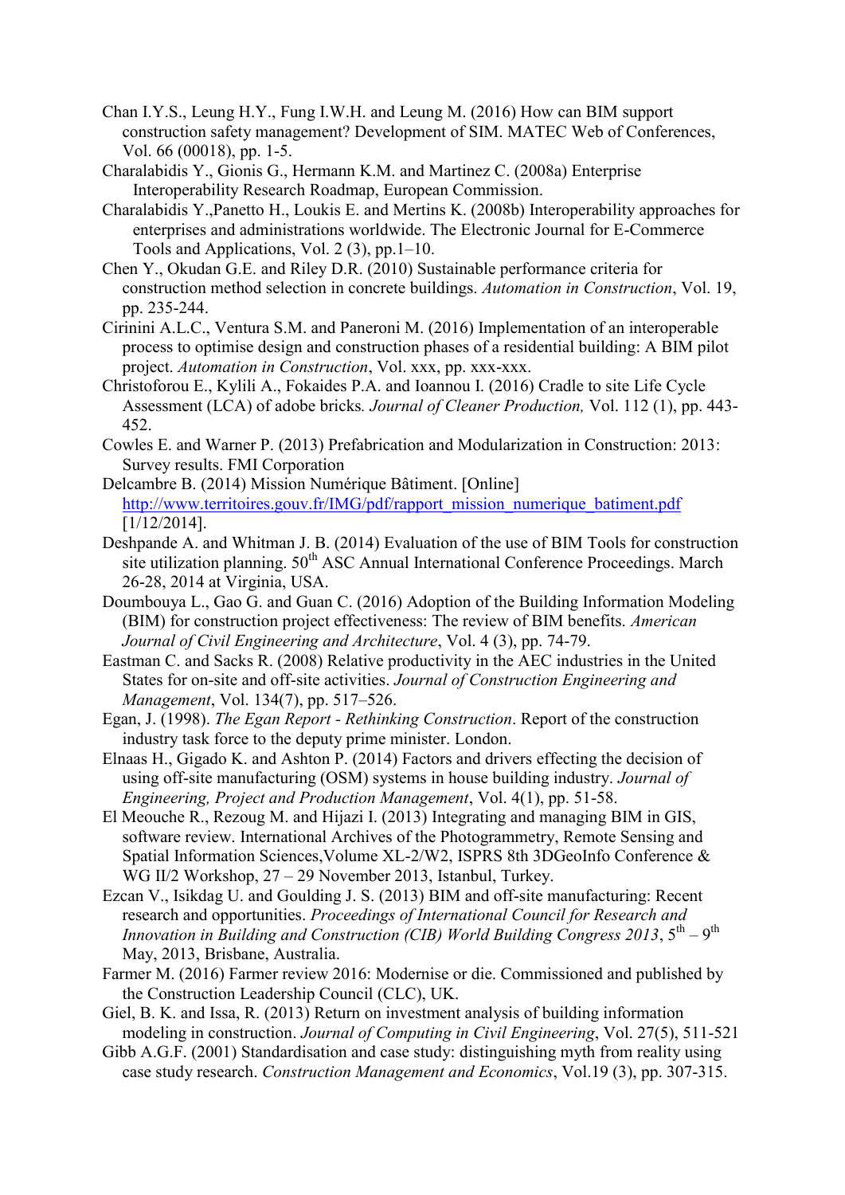Chan I.Y.S., Leung H.Y., Fung I.W.H. and Leung M. (2016) How can BIM support construction safety management? Development of SIM. MATEC Web of Conferences, Vol. 66 (00018), pp. 1-5.

Charalabidis Y., Gionis G., Hermann K.M. and Martinez C. (2008a) Enterprise Interoperability Research Roadmap, European Commission.

Charalabidis Y.,Panetto H., Loukis E. and Mertins K. (2008b) Interoperability approaches for enterprises and administrations worldwide. The Electronic Journal for E-Commerce Tools and Applications, Vol. 2 (3), pp.1–10.

Chen Y., Okudan G.E. and Riley D.R. (2010) Sustainable performance criteria for construction method selection in concrete buildings. *Automation in Construction*, Vol. 19, pp. 235-244.

Cirinini A.L.C., Ventura S.M. and Paneroni M. (2016) Implementation of an interoperable process to optimise design and construction phases of a residential building: A BIM pilot project. *Automation in Construction*, Vol. xxx, pp. xxx-xxx.

Christoforou E., Kylili A., Fokaides P.A. and Ioannou I. (2016) Cradle to site Life Cycle Assessment (LCA) of adobe bricks*. Journal of Cleaner Production,* Vol. 112 (1), pp. 443-452.

Cowles E. and Warner P. (2013) Prefabrication and Modularization in Construction: 2013: Survey results. FMI Corporation

Delcambre B. (2014) Mission Numérique Bâtiment. [Online] http://www.territoires.gouv.fr/IMG/pdf/rapport_mission_numerique_batiment.pdf [1/12/2014].

Deshpande A. and Whitman J. B. (2014) Evaluation of the use of BIM Tools for construction site utilization planning. 50th ASC Annual International Conference Proceedings. March 26-28, 2014 at Virginia, USA.

Doumbouya L., Gao G. and Guan C. (2016) Adoption of the Building Information Modeling (BIM) for construction project effectiveness: The review of BIM benefits. *American Journal of Civil Engineering and Architecture*, Vol. 4 (3), pp. 74-79.

Eastman C. and Sacks R. (2008) Relative productivity in the AEC industries in the United States for on-site and off-site activities. *Journal of Construction Engineering and Management*, Vol. 134(7), pp. 517–526.

Egan, J. (1998). *The Egan Report - Rethinking Construction*. Report of the construction industry task force to the deputy prime minister. London.

Elnaas H., Gigado K. and Ashton P. (2014) Factors and drivers effecting the decision of using off-site manufacturing (OSM) systems in house building industry. *Journal of Engineering, Project and Production Management*, Vol. 4(1), pp. 51-58.

El Meouche R., Rezoug M. and Hijazi I. (2013) Integrating and managing BIM in GIS, software review. International Archives of the Photogrammetry, Remote Sensing and Spatial Information Sciences,Volume XL-2/W2, ISPRS 8th 3DGeoInfo Conference & WG II/2 Workshop, 27 – 29 November 2013, Istanbul, Turkey.

Ezcan V., Isikdag U. and Goulding J. S. (2013) BIM and off-site manufacturing: Recent research and opportunities. *Proceedings of International Council for Research and Innovation in Building and Construction (CIB) World Building Congress 2013*, 5th – 9th May, 2013, Brisbane, Australia.

Farmer M. (2016) Farmer review 2016: Modernise or die. Commissioned and published by the Construction Leadership Council (CLC), UK.

Giel, B. K. and Issa, R. (2013) Return on investment analysis of building information modeling in construction. *Journal of Computing in Civil Engineering*, Vol. 27(5), 511-521

Gibb A.G.F. (2001) Standardisation and case study: distinguishing myth from reality using case study research. *Construction Management and Economics*, Vol.19 (3), pp. 307-315.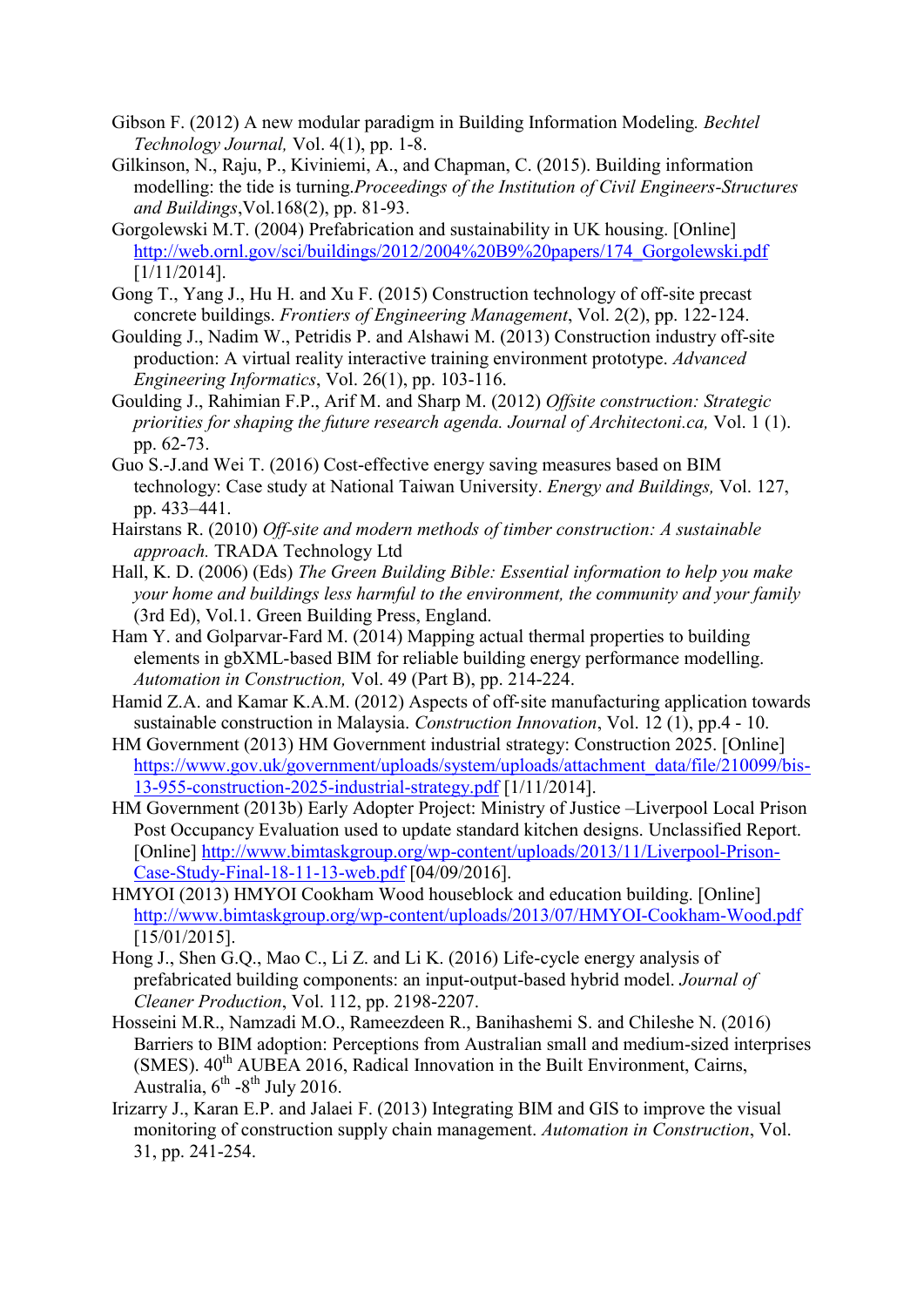Gibson F. (2012) A new modular paradigm in Building Information Modeling. *Bechtel Technology Journal,* Vol. 4(1), pp. 1-8.

Gilkinson, N., Raju, P., Kiviniemi, A., and Chapman, C. (2015). Building information modelling: the tide is turning.*Proceedings of the Institution of Civil Engineers-Structures and Buildings*,Vol.168(2), pp. 81-93.

Gorgolewski M.T. (2004) Prefabrication and sustainability in UK housing. [Online] http://web.ornl.gov/sci/buildings/2012/2004%20B9%20papers/174_Gorgolewski.pdf [1/11/2014].

Gong T., Yang J., Hu H. and Xu F. (2015) Construction technology of off-site precast concrete buildings. *Frontiers of Engineering Management*, Vol. 2(2), pp. 122-124.

Goulding J., Nadim W., Petridis P. and Alshawi M. (2013) Construction industry off-site production: A virtual reality interactive training environment prototype. *Advanced Engineering Informatics*, Vol. 26(1), pp. 103-116.

Goulding J., Rahimian F.P., Arif M. and Sharp M. (2012) *Offsite construction: Strategic priorities for shaping the future research agenda. Journal of Architectoni.ca,* Vol. 1 (1). pp. 62-73.

Guo S.-J.and Wei T. (2016) Cost-effective energy saving measures based on BIM technology: Case study at National Taiwan University. *Energy and Buildings,* Vol. 127, pp. 433–441.

Hairstans R. (2010) *Off-site and modern methods of timber construction: A sustainable approach.* TRADA Technology Ltd

Hall, K. D. (2006) (Eds) *The Green Building Bible: Essential information to help you make your home and buildings less harmful to the environment, the community and your family* (3rd Ed), Vol.1. Green Building Press, England.

Ham Y. and Golparvar-Fard M. (2014) Mapping actual thermal properties to building elements in gbXML-based BIM for reliable building energy performance modelling. *Automation in Construction,* Vol. 49 (Part B), pp. 214-224.

Hamid Z.A. and Kamar K.A.M. (2012) Aspects of off-site manufacturing application towards sustainable construction in Malaysia. *Construction Innovation*, Vol. 12 (1), pp.4 - 10.

HM Government (2013) HM Government industrial strategy: Construction 2025. [Online] https://www.gov.uk/government/uploads/system/uploads/attachment_data/file/210099/bis-13-955-construction-2025-industrial-strategy.pdf [1/11/2014].

HM Government (2013b) Early Adopter Project: Ministry of Justice –Liverpool Local Prison Post Occupancy Evaluation used to update standard kitchen designs. Unclassified Report. [Online] http://www.bimtaskgroup.org/wp-content/uploads/2013/11/Liverpool-Prison-Case-Study-Final-18-11-13-web.pdf [04/09/2016].

HMYOI (2013) HMYOI Cookham Wood houseblock and education building. [Online] http://www.bimtaskgroup.org/wp-content/uploads/2013/07/HMYOI-Cookham-Wood.pdf [15/01/2015].

Hong J., Shen G.Q., Mao C., Li Z. and Li K. (2016) Life-cycle energy analysis of prefabricated building components: an input-output-based hybrid model. *Journal of Cleaner Production*, Vol. 112, pp. 2198-2207.

Hosseini M.R., Namzadi M.O., Rameezdeen R., Banihashemi S. and Chileshe N. (2016) Barriers to BIM adoption: Perceptions from Australian small and medium-sized interprises (SMES). 40th AUBEA 2016, Radical Innovation in the Built Environment, Cairns, Australia, 6th -8th July 2016.

Irizarry J., Karan E.P. and Jalaei F. (2013) Integrating BIM and GIS to improve the visual monitoring of construction supply chain management. *Automation in Construction*, Vol. 31, pp. 241-254.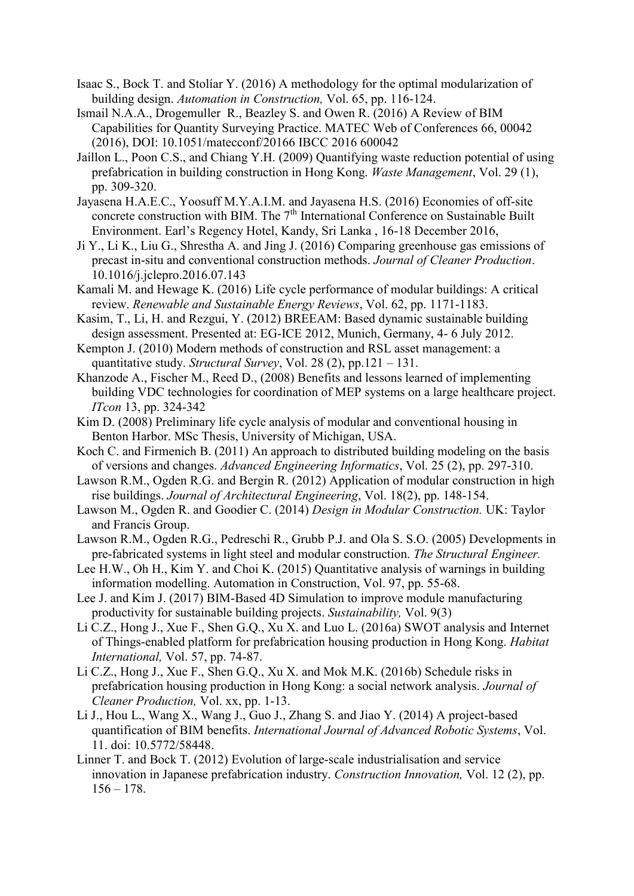Isaac S., Bock T. and Stolíar Y. (2016) A methodology for the optimal modularization of building design. *Automation in Construction,* Vol. 65, pp. 116-124.

Ismail N.A.A., Drogemuller R., Beazley S. and Owen R. (2016) A Review of BIM Capabilities for Quantity Surveying Practice. MATEC Web of Conferences 66, 00042 (2016), DOI: 10.1051/matecconf/20166 IBCC 2016 600042

Jaillon L., Poon C.S., and Chiang Y.H. (2009) Quantifying waste reduction potential of using prefabrication in building construction in Hong Kong. *Waste Management*, Vol. 29 (1), pp. 309-320.

Jayasena H.A.E.C., Yoosuff M.Y.A.I.M. and Jayasena H.S. (2016) Economies of off-site concrete construction with BIM. The 7th International Conference on Sustainable Built Environment. Earl's Regency Hotel, Kandy, Sri Lanka , 16-18 December 2016,

Ji Y., Li K., Liu G., Shrestha A. and Jing J. (2016) Comparing greenhouse gas emissions of precast in-situ and conventional construction methods. *Journal of Cleaner Production*. 10.1016/j.jclepro.2016.07.143

Kamali M. and Hewage K. (2016) Life cycle performance of modular buildings: A critical review. *Renewable and Sustainable Energy Reviews*, Vol. 62, pp. 1171-1183.

Kasim, T., Li, H. and Rezgui, Y. (2012) BREEAM: Based dynamic sustainable building design assessment. Presented at: EG-ICE 2012, Munich, Germany, 4- 6 July 2012.

Kempton J. (2010) Modern methods of construction and RSL asset management: a quantitative study. *Structural Survey*, Vol. 28 (2), pp.121 – 131.

Khanzode A., Fischer M., Reed D., (2008) Benefits and lessons learned of implementing building VDC technologies for coordination of MEP systems on a large healthcare project. *ITcon* 13, pp. 324-342

Kim D. (2008) Preliminary life cycle analysis of modular and conventional housing in Benton Harbor. MSc Thesis, University of Michigan, USA.

Koch C. and Firmenich B. (2011) An approach to distributed building modeling on the basis of versions and changes. *Advanced Engineering Informatics*, Vol. 25 (2), pp. 297-310.

Lawson R.M., Ogden R.G. and Bergin R. (2012) Application of modular construction in high rise buildings. *Journal of Architectural Engineering*, Vol. 18(2), pp. 148-154.

Lawson M., Ogden R. and Goodier C. (2014) *Design in Modular Construction.* UK: Taylor and Francis Group.

Lawson R.M., Ogden R.G., Pedreschi R., Grubb P.J. and Ola S. S.O. (2005) Developments in pre-fabricated systems in light steel and modular construction. *The Structural Engineer.*

Lee H.W., Oh H., Kim Y. and Choi K. (2015) Quantitative analysis of warnings in building information modelling. Automation in Construction, Vol. 97, pp. 55-68.

Lee J. and Kim J. (2017) BIM-Based 4D Simulation to improve module manufacturing productivity for sustainable building projects. *Sustainability,* Vol. 9(3)

Li C.Z., Hong J., Xue F., Shen G.Q., Xu X. and Luo L. (2016a) SWOT analysis and Internet of Things-enabled platform for prefabrication housing production in Hong Kong. *Habitat International,* Vol. 57, pp. 74-87.

Li C.Z., Hong J., Xue F., Shen G.Q., Xu X. and Mok M.K. (2016b) Schedule risks in prefabrication housing production in Hong Kong: a social network analysis. *Journal of Cleaner Production,* Vol. xx, pp. 1-13.

Li J., Hou L., Wang X., Wang J., Guo J., Zhang S. and Jiao Y. (2014) A project-based quantification of BIM benefits. *International Journal of Advanced Robotic Systems*, Vol. 11. doi: 10.5772/58448.

Linner T. and Bock T. (2012) Evolution of large-scale industrialisation and service innovation in Japanese prefabrication industry. *Construction Innovation,* Vol. 12 (2), pp. 156 – 178.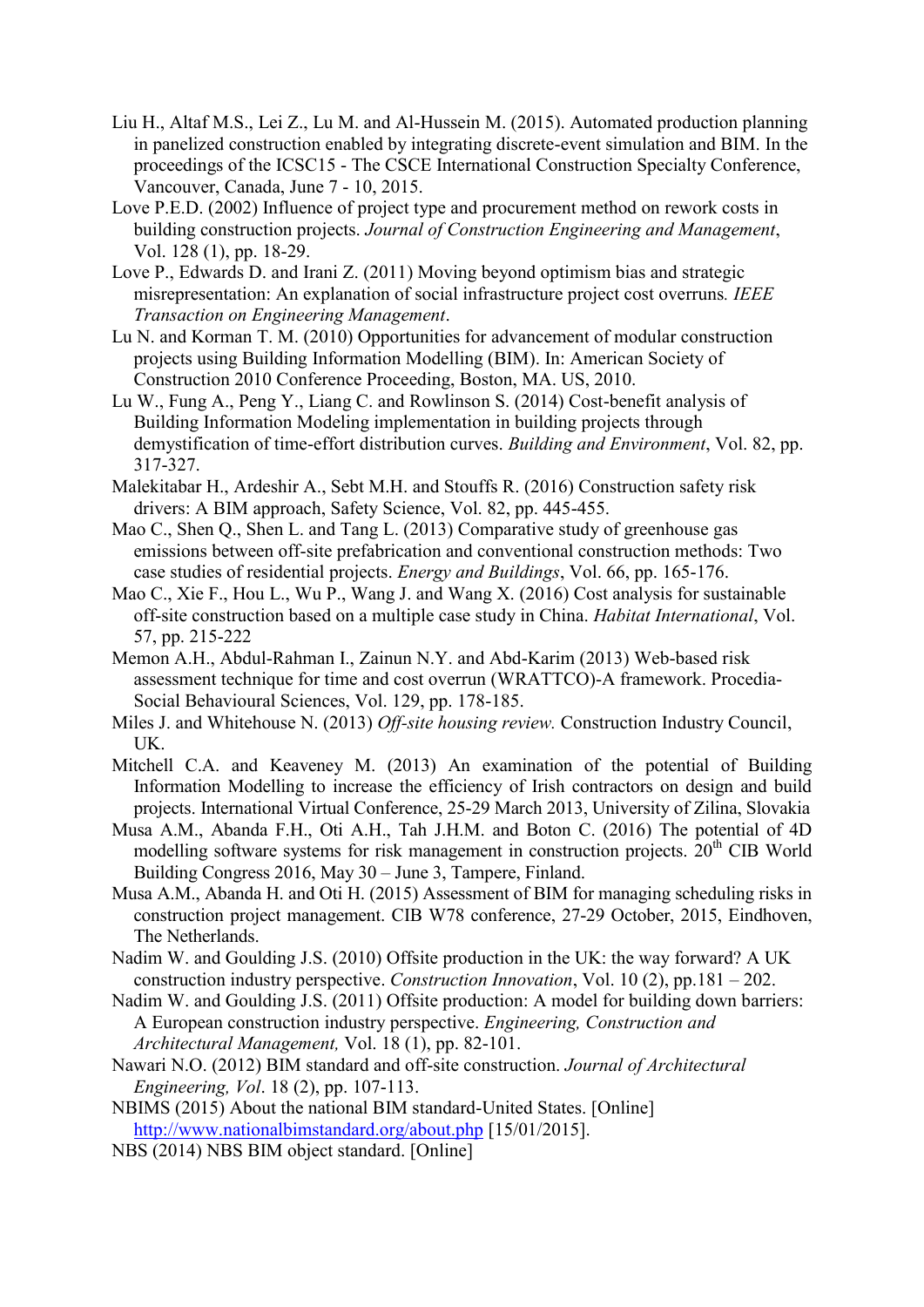Liu H., Altaf M.S., Lei Z., Lu M. and Al-Hussein M. (2015). Automated production planning in panelized construction enabled by integrating discrete-event simulation and BIM. In the proceedings of the ICSC15 - The CSCE International Construction Specialty Conference, Vancouver, Canada, June 7 - 10, 2015.

Love P.E.D. (2002) Influence of project type and procurement method on rework costs in building construction projects. *Journal of Construction Engineering and Management*, Vol. 128 (1), pp. 18-29.

Love P., Edwards D. and Irani Z. (2011) Moving beyond optimism bias and strategic misrepresentation: An explanation of social infrastructure project cost overruns*. IEEE Transaction on Engineering Management*.

Lu N. and Korman T. M. (2010) Opportunities for advancement of modular construction projects using Building Information Modelling (BIM). In: American Society of Construction 2010 Conference Proceeding, Boston, MA. US, 2010.

Lu W., Fung A., Peng Y., Liang C. and Rowlinson S. (2014) Cost-benefit analysis of Building Information Modeling implementation in building projects through demystification of time-effort distribution curves. *Building and Environment*, Vol. 82, pp. 317-327.

Malekitabar H., Ardeshir A., Sebt M.H. and Stouffs R. (2016) Construction safety risk drivers: A BIM approach, Safety Science, Vol. 82, pp. 445-455.

Mao C., Shen Q., Shen L. and Tang L. (2013) Comparative study of greenhouse gas emissions between off-site prefabrication and conventional construction methods: Two case studies of residential projects. *Energy and Buildings*, Vol. 66, pp. 165-176.

Mao C., Xie F., Hou L., Wu P., Wang J. and Wang X. (2016) Cost analysis for sustainable off-site construction based on a multiple case study in China. *Habitat International*, Vol. 57, pp. 215-222

Memon A.H., Abdul-Rahman I., Zainun N.Y. and Abd-Karim (2013) Web-based risk assessment technique for time and cost overrun (WRATTCO)-A framework. Procedia-Social Behavioural Sciences, Vol. 129, pp. 178-185.

Miles J. and Whitehouse N. (2013) *Off-site housing review.* Construction Industry Council, UK.

Mitchell C.A. and Keaveney M. (2013) An examination of the potential of Building Information Modelling to increase the efficiency of Irish contractors on design and build projects. International Virtual Conference, 25-29 March 2013, University of Zilina, Slovakia

Musa A.M., Abanda F.H., Oti A.H., Tah J.H.M. and Boton C. (2016) The potential of 4D modelling software systems for risk management in construction projects. 20th CIB World Building Congress 2016, May 30 – June 3, Tampere, Finland.

Musa A.M., Abanda H. and Oti H. (2015) Assessment of BIM for managing scheduling risks in construction project management. CIB W78 conference, 27-29 October, 2015, Eindhoven, The Netherlands.

Nadim W. and Goulding J.S. (2010) Offsite production in the UK: the way forward? A UK construction industry perspective. *Construction Innovation*, Vol. 10 (2), pp.181 – 202.

Nadim W. and Goulding J.S. (2011) Offsite production: A model for building down barriers: A European construction industry perspective. *Engineering, Construction and Architectural Management,* Vol. 18 (1), pp. 82-101.

Nawari N.O. (2012) BIM standard and off-site construction. *Journal of Architectural Engineering, Vol*. 18 (2), pp. 107-113.

NBIMS (2015) About the national BIM standard-United States. [Online] http://www.nationalbimstandard.org/about.php [15/01/2015].

NBS (2014) NBS BIM object standard. [Online]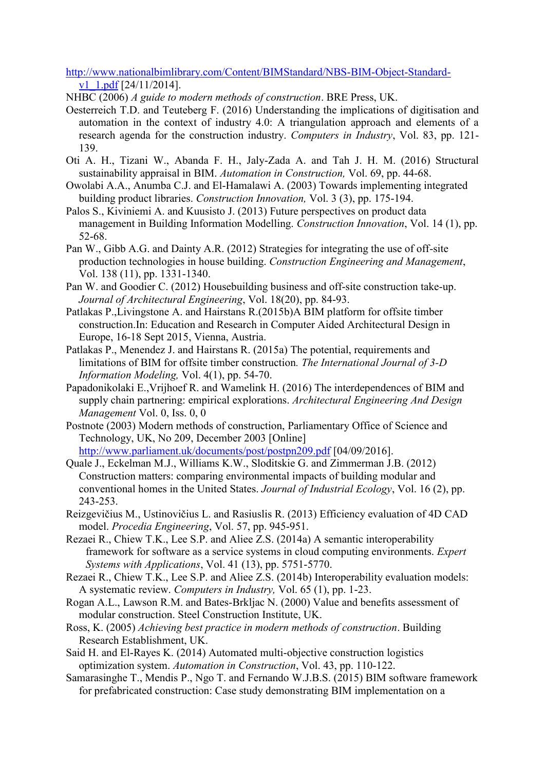http://www.nationalbimlibrary.com/Content/BIMStandard/NBS-BIM-Object-Standard-v1_1.pdf [24/11/2014].

NHBC (2006) *A guide to modern methods of construction*. BRE Press, UK.

Oesterreich T.D. and Teuteberg F. (2016) Understanding the implications of digitisation and automation in the context of industry 4.0: A triangulation approach and elements of a research agenda for the construction industry. *Computers in Industry*, Vol. 83, pp. 121-139.

Oti A. H., Tizani W., Abanda F. H., Jaly-Zada A. and Tah J. H. M. (2016) Structural sustainability appraisal in BIM. *Automation in Construction,* Vol. 69, pp. 44-68.

Owolabi A.A., Anumba C.J. and El-Hamalawi A. (2003) Towards implementing integrated building product libraries. *Construction Innovation,* Vol. 3 (3), pp. 175-194.

Palos S., Kiviniemi A. and Kuusisto J. (2013) Future perspectives on product data management in Building Information Modelling. *Construction Innovation*, Vol. 14 (1), pp. 52-68.

Pan W., Gibb A.G. and Dainty A.R. (2012) Strategies for integrating the use of off-site production technologies in house building. *Construction Engineering and Management*, Vol. 138 (11), pp. 1331-1340.

Pan W. and Goodier C. (2012) Housebuilding business and off-site construction take-up. *Journal of Architectural Engineering*, Vol. 18(20), pp. 84-93.

Patlakas P.,Livingstone A. and Hairstans R.(2015b)A BIM platform for offsite timber construction.In: Education and Research in Computer Aided Architectural Design in Europe, 16-18 Sept 2015, Vienna, Austria.

Patlakas P., Menendez J. and Hairstans R. (2015a) The potential, requirements and limitations of BIM for offsite timber construction*. The International Journal of 3-D Information Modeling,* Vol. 4(1), pp. 54-70.

Papadonikolaki E.,Vrijhoef R. and Wamelink H. (2016) The interdependences of BIM and supply chain partnering: empirical explorations. *Architectural Engineering And Design Management* Vol. 0, Iss. 0, 0

Postnote (2003) Modern methods of construction, Parliamentary Office of Science and Technology, UK, No 209, December 2003 [Online] http://www.parliament.uk/documents/post/postpn209.pdf [04/09/2016].

Quale J., Eckelman M.J., Williams K.W., Sloditskie G. and Zimmerman J.B. (2012) Construction matters: comparing environmental impacts of building modular and conventional homes in the United States. *Journal of Industrial Ecology*, Vol. 16 (2), pp. 243-253.

Reizgevičius M., Ustinovičius L. and Rasiuslis R. (2013) Efficiency evaluation of 4D CAD model. *Procedia Engineering*, Vol. 57, pp. 945-951.

Rezaei R., Chiew T.K., Lee S.P. and Aliee Z.S. (2014a) A semantic interoperability framework for software as a service systems in cloud computing environments. *Expert Systems with Applications*, Vol. 41 (13), pp. 5751-5770.

Rezaei R., Chiew T.K., Lee S.P. and Aliee Z.S. (2014b) Interoperability evaluation models: A systematic review. *Computers in Industry,* Vol. 65 (1), pp. 1-23.

Rogan A.L., Lawson R.M. and Bates-Brkljac N. (2000) Value and benefits assessment of modular construction. Steel Construction Institute, UK.

Ross, K. (2005) *Achieving best practice in modern methods of construction*. Building Research Establishment, UK.

Said H. and El-Rayes K. (2014) Automated multi-objective construction logistics optimization system. *Automation in Construction*, Vol. 43, pp. 110-122.

Samarasinghe T., Mendis P., Ngo T. and Fernando W.J.B.S. (2015) BIM software framework for prefabricated construction: Case study demonstrating BIM implementation on a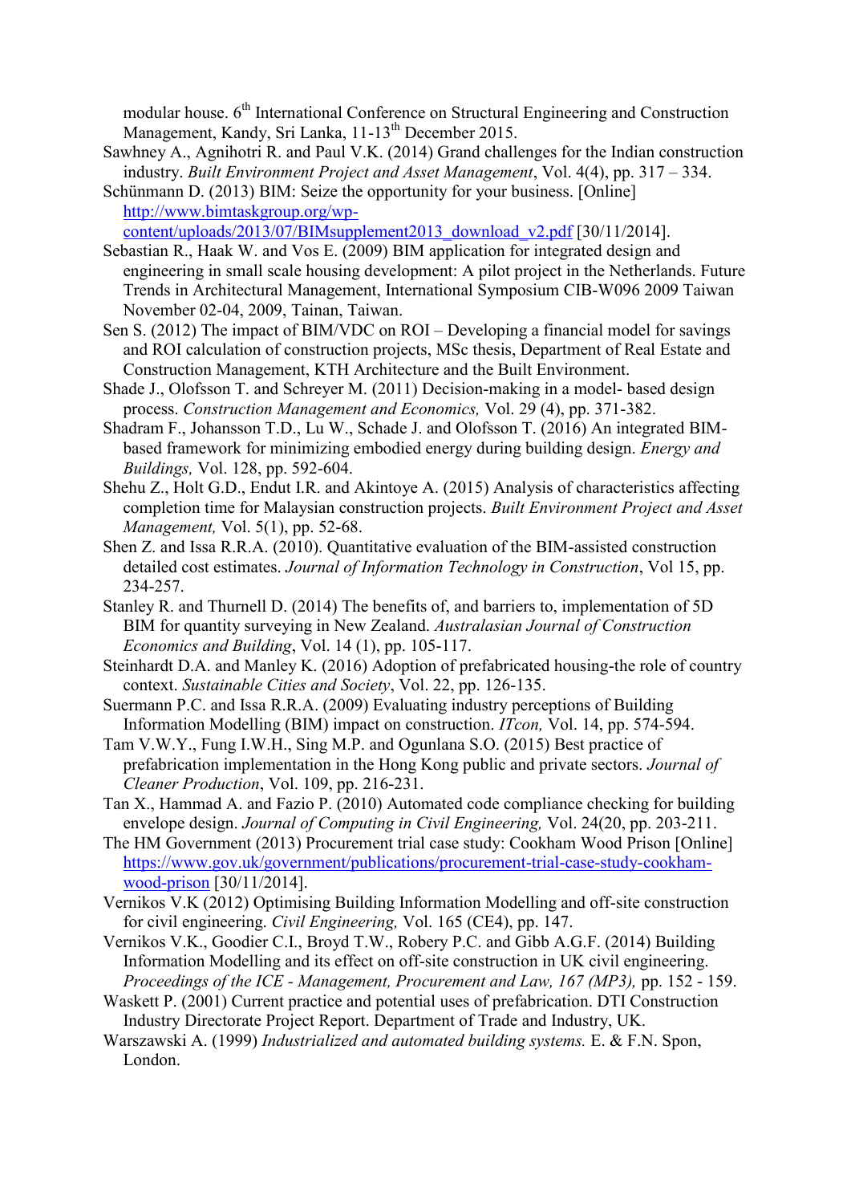modular house. 6th International Conference on Structural Engineering and Construction Management, Kandy, Sri Lanka, 11-13th December 2015.

Sawhney A., Agnihotri R. and Paul V.K. (2014) Grand challenges for the Indian construction industry. *Built Environment Project and Asset Management*, Vol. 4(4), pp. 317 – 334.

Schünmann D. (2013) BIM: Seize the opportunity for your business. [Online] http://www.bimtaskgroup.org/wp-content/uploads/2013/07/BIMsupplement2013_download_v2.pdf [30/11/2014].

Sebastian R., Haak W. and Vos E. (2009) BIM application for integrated design and engineering in small scale housing development: A pilot project in the Netherlands. Future Trends in Architectural Management, International Symposium CIB-W096 2009 Taiwan November 02-04, 2009, Tainan, Taiwan.

Sen S. (2012) The impact of BIM/VDC on ROI – Developing a financial model for savings and ROI calculation of construction projects, MSc thesis, Department of Real Estate and Construction Management, KTH Architecture and the Built Environment.

Shade J., Olofsson T. and Schreyer M. (2011) Decision-making in a model- based design process. *Construction Management and Economics,* Vol. 29 (4), pp. 371-382.

Shadram F., Johansson T.D., Lu W., Schade J. and Olofsson T. (2016) An integrated BIM-based framework for minimizing embodied energy during building design. *Energy and Buildings,* Vol. 128, pp. 592-604.

Shehu Z., Holt G.D., Endut I.R. and Akintoye A. (2015) Analysis of characteristics affecting completion time for Malaysian construction projects. *Built Environment Project and Asset Management,* Vol. 5(1), pp. 52-68.

Shen Z. and Issa R.R.A. (2010). Quantitative evaluation of the BIM-assisted construction detailed cost estimates. *Journal of Information Technology in Construction*, Vol 15, pp. 234-257.

Stanley R. and Thurnell D. (2014) The benefits of, and barriers to, implementation of 5D BIM for quantity surveying in New Zealand. *Australasian Journal of Construction Economics and Building*, Vol. 14 (1), pp. 105-117.

Steinhardt D.A. and Manley K. (2016) Adoption of prefabricated housing-the role of country context. *Sustainable Cities and Society*, Vol. 22, pp. 126-135.

Suermann P.C. and Issa R.R.A. (2009) Evaluating industry perceptions of Building Information Modelling (BIM) impact on construction. *ITcon,* Vol. 14, pp. 574-594.

Tam V.W.Y., Fung I.W.H., Sing M.P. and Ogunlana S.O. (2015) Best practice of prefabrication implementation in the Hong Kong public and private sectors. *Journal of Cleaner Production*, Vol. 109, pp. 216-231.

Tan X., Hammad A. and Fazio P. (2010) Automated code compliance checking for building envelope design. *Journal of Computing in Civil Engineering,* Vol. 24(20, pp. 203-211.

The HM Government (2013) Procurement trial case study: Cookham Wood Prison [Online] https://www.gov.uk/government/publications/procurement-trial-case-study-cookham-wood-prison [30/11/2014].

Vernikos V.K (2012) Optimising Building Information Modelling and off-site construction for civil engineering. *Civil Engineering,* Vol. 165 (CE4), pp. 147.

Vernikos V.K., Goodier C.I., Broyd T.W., Robery P.C. and Gibb A.G.F. (2014) Building Information Modelling and its effect on off-site construction in UK civil engineering. *Proceedings of the ICE - Management, Procurement and Law, 167 (MP3),* pp. 152 - 159.

Waskett P. (2001) Current practice and potential uses of prefabrication. DTI Construction Industry Directorate Project Report. Department of Trade and Industry, UK.

Warszawski A. (1999) *Industrialized and automated building systems.* E. & F.N. Spon, London.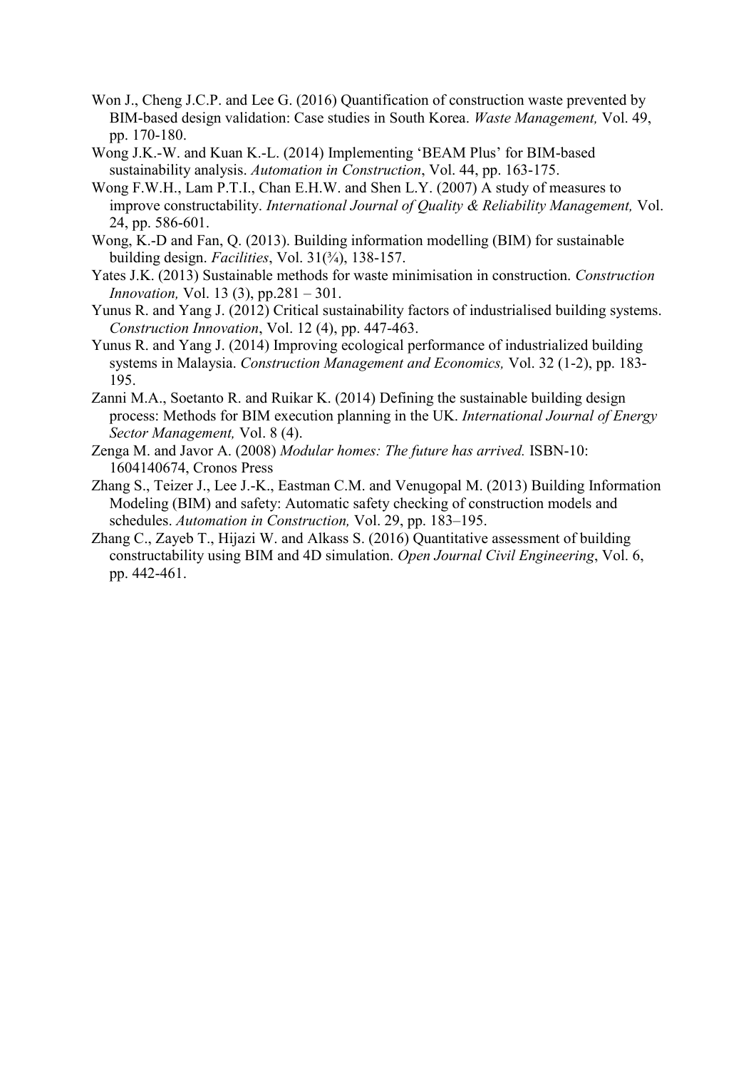Won J., Cheng J.C.P. and Lee G. (2016) Quantification of construction waste prevented by BIM-based design validation: Case studies in South Korea. *Waste Management,* Vol. 49, pp. 170-180.

Wong J.K.-W. and Kuan K.-L. (2014) Implementing 'BEAM Plus' for BIM-based sustainability analysis. *Automation in Construction*, Vol. 44, pp. 163-175.

Wong F.W.H., Lam P.T.I., Chan E.H.W. and Shen L.Y. (2007) A study of measures to improve constructability. *International Journal of Quality & Reliability Management,* Vol. 24, pp. 586-601.

Wong, K.-D and Fan, Q. (2013). Building information modelling (BIM) for sustainable building design. *Facilities*, Vol. 31(¾), 138-157.

Yates J.K. (2013) Sustainable methods for waste minimisation in construction. *Construction Innovation,* Vol. 13 (3), pp.281 – 301.

Yunus R. and Yang J. (2012) Critical sustainability factors of industrialised building systems. *Construction Innovation*, Vol. 12 (4), pp. 447-463.

Yunus R. and Yang J. (2014) Improving ecological performance of industrialized building systems in Malaysia. *Construction Management and Economics,* Vol. 32 (1-2), pp. 183-195.

Zanni M.A., Soetanto R. and Ruikar K. (2014) Defining the sustainable building design process: Methods for BIM execution planning in the UK. *International Journal of Energy Sector Management,* Vol. 8 (4).

Zenga M. and Javor A. (2008) *Modular homes: The future has arrived.* ISBN-10: 1604140674, Cronos Press

Zhang S., Teizer J., Lee J.-K., Eastman C.M. and Venugopal M. (2013) Building Information Modeling (BIM) and safety: Automatic safety checking of construction models and schedules. *Automation in Construction,* Vol. 29, pp. 183–195.

Zhang C., Zayeb T., Hijazi W. and Alkass S. (2016) Quantitative assessment of building constructability using BIM and 4D simulation. *Open Journal Civil Engineering*, Vol. 6, pp. 442-461.